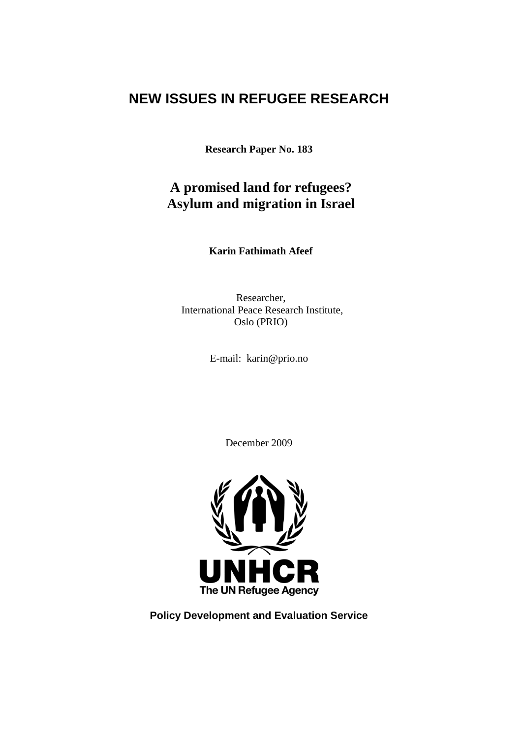# NEW ISSUES IN REFUGEE RESEARCH

**Research Paper No. 183**

## A promised land for refugees?
## Asylum and migration in Israel

**Karin Fathimath Afeef**

Researcher,
International Peace Research Institute,
Oslo (PRIO)

E-mail: karin@prio.no

December 2009

UNHCR
The UN Refugee Agency

**Policy Development and Evaluation Service**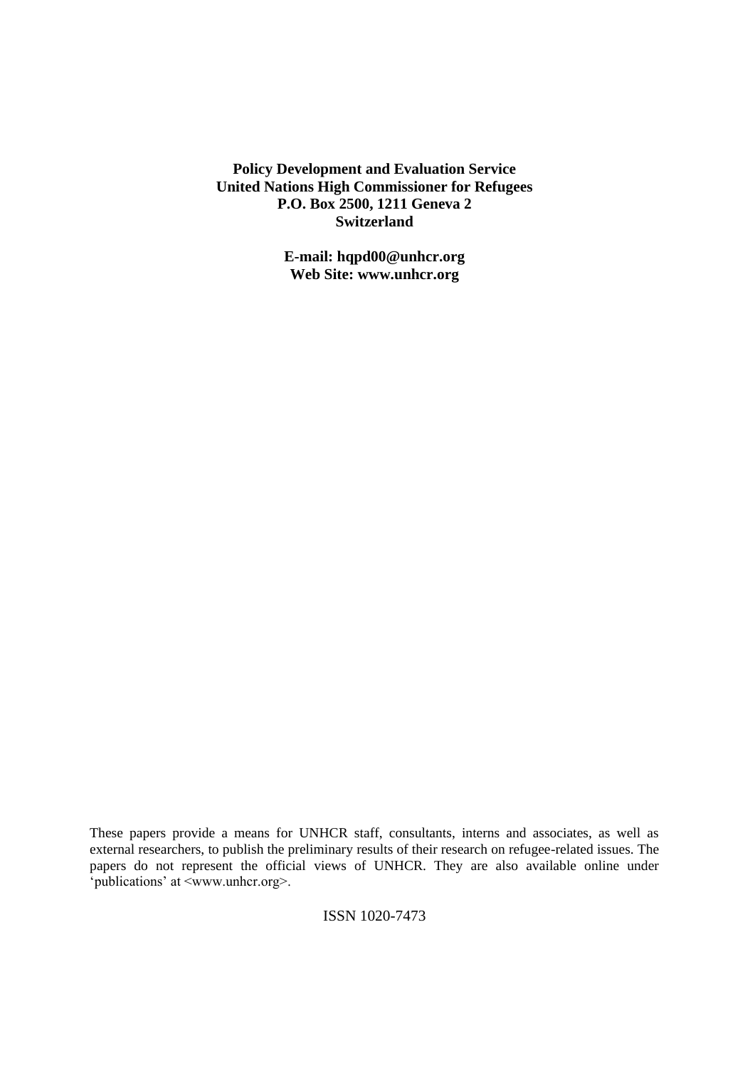**Policy Development and Evaluation Service**
**United Nations High Commissioner for Refugees**
**P.O. Box 2500, 1211 Geneva 2**
**Switzerland**

**E-mail: hqpd00@unhcr.org**
**Web Site: www.unhcr.org**

These papers provide a means for UNHCR staff, consultants, interns and associates, as well as external researchers, to publish the preliminary results of their research on refugee-related issues. The papers do not represent the official views of UNHCR. They are also available online under 'publications' at <www.unhcr.org>.

ISSN 1020-7473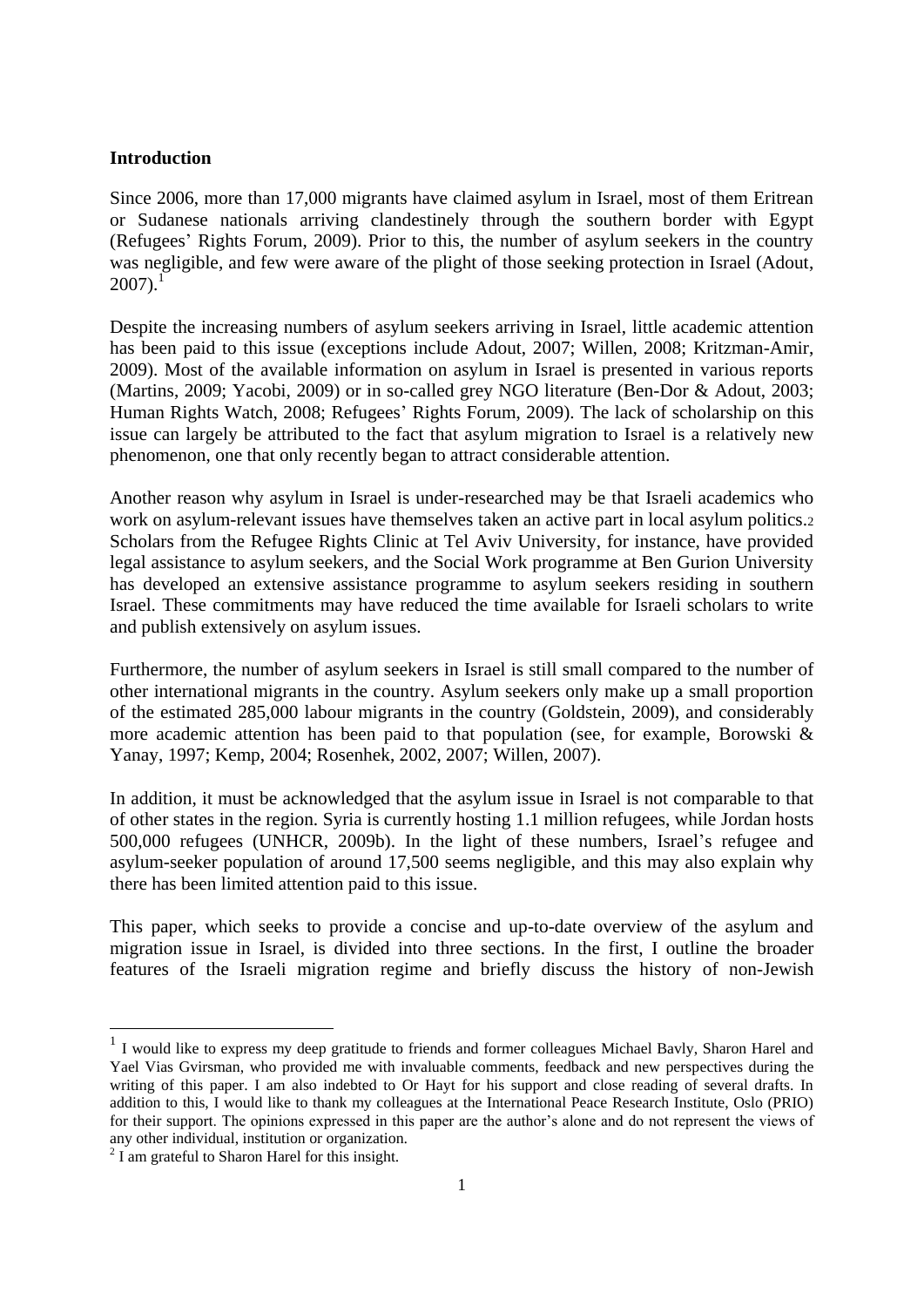**Introduction**

Since 2006, more than 17,000 migrants have claimed asylum in Israel, most of them Eritrean or Sudanese nationals arriving clandestinely through the southern border with Egypt (Refugees' Rights Forum, 2009). Prior to this, the number of asylum seekers in the country was negligible, and few were aware of the plight of those seeking protection in Israel (Adout, 2007).[1]

Despite the increasing numbers of asylum seekers arriving in Israel, little academic attention has been paid to this issue (exceptions include Adout, 2007; Willen, 2008; Kritzman-Amir, 2009). Most of the available information on asylum in Israel is presented in various reports (Martins, 2009; Yacobi, 2009) or in so-called grey NGO literature (Ben-Dor & Adout, 2003; Human Rights Watch, 2008; Refugees' Rights Forum, 2009). The lack of scholarship on this issue can largely be attributed to the fact that asylum migration to Israel is a relatively new phenomenon, one that only recently began to attract considerable attention.

Another reason why asylum in Israel is under-researched may be that Israeli academics who work on asylum-relevant issues have themselves taken an active part in local asylum politics.[2] Scholars from the Refugee Rights Clinic at Tel Aviv University, for instance, have provided legal assistance to asylum seekers, and the Social Work programme at Ben Gurion University has developed an extensive assistance programme to asylum seekers residing in southern Israel. These commitments may have reduced the time available for Israeli scholars to write and publish extensively on asylum issues.

Furthermore, the number of asylum seekers in Israel is still small compared to the number of other international migrants in the country. Asylum seekers only make up a small proportion of the estimated 285,000 labour migrants in the country (Goldstein, 2009), and considerably more academic attention has been paid to that population (see, for example, Borowski & Yanay, 1997; Kemp, 2004; Rosenhek, 2002, 2007; Willen, 2007).

In addition, it must be acknowledged that the asylum issue in Israel is not comparable to that of other states in the region. Syria is currently hosting 1.1 million refugees, while Jordan hosts 500,000 refugees (UNHCR, 2009b). In the light of these numbers, Israel's refugee and asylum-seeker population of around 17,500 seems negligible, and this may also explain why there has been limited attention paid to this issue.

This paper, which seeks to provide a concise and up-to-date overview of the asylum and migration issue in Israel, is divided into three sections. In the first, I outline the broader features of the Israeli migration regime and briefly discuss the history of non-Jewish

---

[1] I would like to express my deep gratitude to friends and former colleagues Michael Bavly, Sharon Harel and Yael Vias Gvirsman, who provided me with invaluable comments, feedback and new perspectives during the writing of this paper. I am also indebted to Or Hayt for his support and close reading of several drafts. In addition to this, I would like to thank my colleagues at the International Peace Research Institute, Oslo (PRIO) for their support. The opinions expressed in this paper are the author's alone and do not represent the views of any other individual, institution or organization.

[2] I am grateful to Sharon Harel for this insight.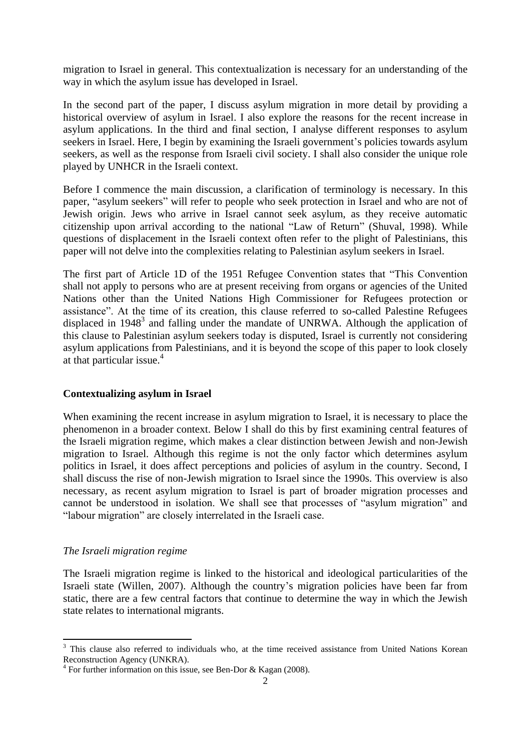migration to Israel in general. This contextualization is necessary for an understanding of the way in which the asylum issue has developed in Israel.

In the second part of the paper, I discuss asylum migration in more detail by providing a historical overview of asylum in Israel. I also explore the reasons for the recent increase in asylum applications. In the third and final section, I analyse different responses to asylum seekers in Israel. Here, I begin by examining the Israeli government's policies towards asylum seekers, as well as the response from Israeli civil society. I shall also consider the unique role played by UNHCR in the Israeli context.

Before I commence the main discussion, a clarification of terminology is necessary. In this paper, "asylum seekers" will refer to people who seek protection in Israel and who are not of Jewish origin. Jews who arrive in Israel cannot seek asylum, as they receive automatic citizenship upon arrival according to the national "Law of Return" (Shuval, 1998). While questions of displacement in the Israeli context often refer to the plight of Palestinians, this paper will not delve into the complexities relating to Palestinian asylum seekers in Israel.

The first part of Article 1D of the 1951 Refugee Convention states that "This Convention shall not apply to persons who are at present receiving from organs or agencies of the United Nations other than the United Nations High Commissioner for Refugees protection or assistance". At the time of its creation, this clause referred to so-called Palestine Refugees displaced in 1948[3] and falling under the mandate of UNRWA. Although the application of this clause to Palestinian asylum seekers today is disputed, Israel is currently not considering asylum applications from Palestinians, and it is beyond the scope of this paper to look closely at that particular issue.[4]

**Contextualizing asylum in Israel**

When examining the recent increase in asylum migration to Israel, it is necessary to place the phenomenon in a broader context. Below I shall do this by first examining central features of the Israeli migration regime, which makes a clear distinction between Jewish and non-Jewish migration to Israel. Although this regime is not the only factor which determines asylum politics in Israel, it does affect perceptions and policies of asylum in the country. Second, I shall discuss the rise of non-Jewish migration to Israel since the 1990s. This overview is also necessary, as recent asylum migration to Israel is part of broader migration processes and cannot be understood in isolation. We shall see that processes of "asylum migration" and "labour migration" are closely interrelated in the Israeli case.

*The Israeli migration regime*

The Israeli migration regime is linked to the historical and ideological particularities of the Israeli state (Willen, 2007). Although the country's migration policies have been far from static, there are a few central factors that continue to determine the way in which the Jewish state relates to international migrants.

---

[3] This clause also referred to individuals who, at the time received assistance from United Nations Korean Reconstruction Agency (UNKRA).

[4] For further information on this issue, see Ben-Dor & Kagan (2008).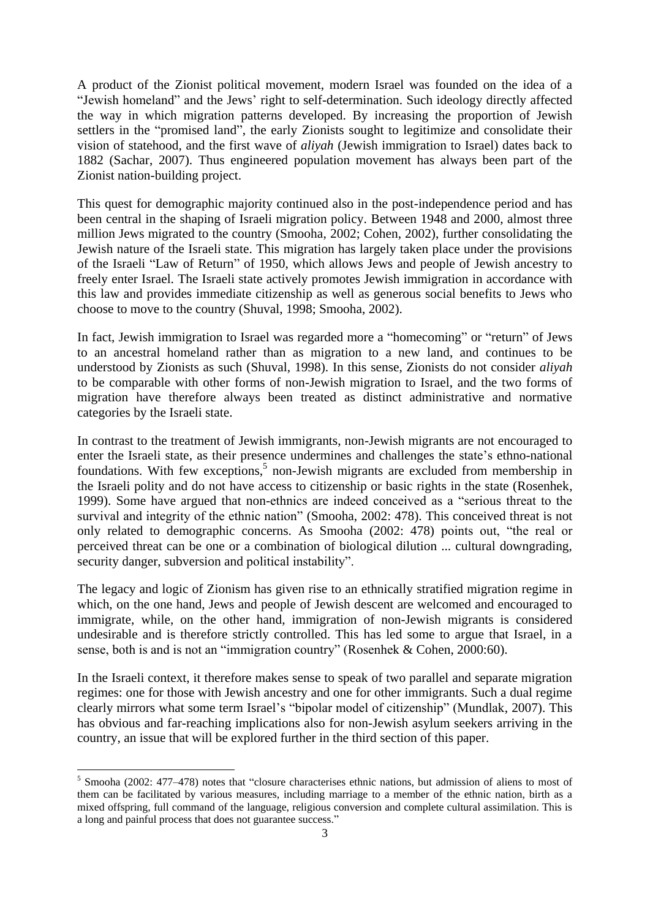A product of the Zionist political movement, modern Israel was founded on the idea of a "Jewish homeland" and the Jews' right to self-determination. Such ideology directly affected the way in which migration patterns developed. By increasing the proportion of Jewish settlers in the "promised land", the early Zionists sought to legitimize and consolidate their vision of statehood, and the first wave of *aliyah* (Jewish immigration to Israel) dates back to 1882 (Sachar, 2007). Thus engineered population movement has always been part of the Zionist nation-building project.

This quest for demographic majority continued also in the post-independence period and has been central in the shaping of Israeli migration policy. Between 1948 and 2000, almost three million Jews migrated to the country (Smooha, 2002; Cohen, 2002), further consolidating the Jewish nature of the Israeli state. This migration has largely taken place under the provisions of the Israeli "Law of Return" of 1950, which allows Jews and people of Jewish ancestry to freely enter Israel. The Israeli state actively promotes Jewish immigration in accordance with this law and provides immediate citizenship as well as generous social benefits to Jews who choose to move to the country (Shuval, 1998; Smooha, 2002).

In fact, Jewish immigration to Israel was regarded more a "homecoming" or "return" of Jews to an ancestral homeland rather than as migration to a new land, and continues to be understood by Zionists as such (Shuval, 1998). In this sense, Zionists do not consider *aliyah* to be comparable with other forms of non-Jewish migration to Israel, and the two forms of migration have therefore always been treated as distinct administrative and normative categories by the Israeli state.

In contrast to the treatment of Jewish immigrants, non-Jewish migrants are not encouraged to enter the Israeli state, as their presence undermines and challenges the state's ethno-national foundations. With few exceptions,[5] non-Jewish migrants are excluded from membership in the Israeli polity and do not have access to citizenship or basic rights in the state (Rosenhek, 1999). Some have argued that non-ethnics are indeed conceived as a "serious threat to the survival and integrity of the ethnic nation" (Smooha, 2002: 478). This conceived threat is not only related to demographic concerns. As Smooha (2002: 478) points out, "the real or perceived threat can be one or a combination of biological dilution ... cultural downgrading, security danger, subversion and political instability".

The legacy and logic of Zionism has given rise to an ethnically stratified migration regime in which, on the one hand, Jews and people of Jewish descent are welcomed and encouraged to immigrate, while, on the other hand, immigration of non-Jewish migrants is considered undesirable and is therefore strictly controlled. This has led some to argue that Israel, in a sense, both is and is not an "immigration country" (Rosenhek & Cohen, 2000:60).

In the Israeli context, it therefore makes sense to speak of two parallel and separate migration regimes: one for those with Jewish ancestry and one for other immigrants. Such a dual regime clearly mirrors what some term Israel's "bipolar model of citizenship" (Mundlak, 2007). This has obvious and far-reaching implications also for non-Jewish asylum seekers arriving in the country, an issue that will be explored further in the third section of this paper.

---

[5] Smooha (2002: 477–478) notes that "closure characterises ethnic nations, but admission of aliens to most of them can be facilitated by various measures, including marriage to a member of the ethnic nation, birth as a mixed offspring, full command of the language, religious conversion and complete cultural assimilation. This is a long and painful process that does not guarantee success."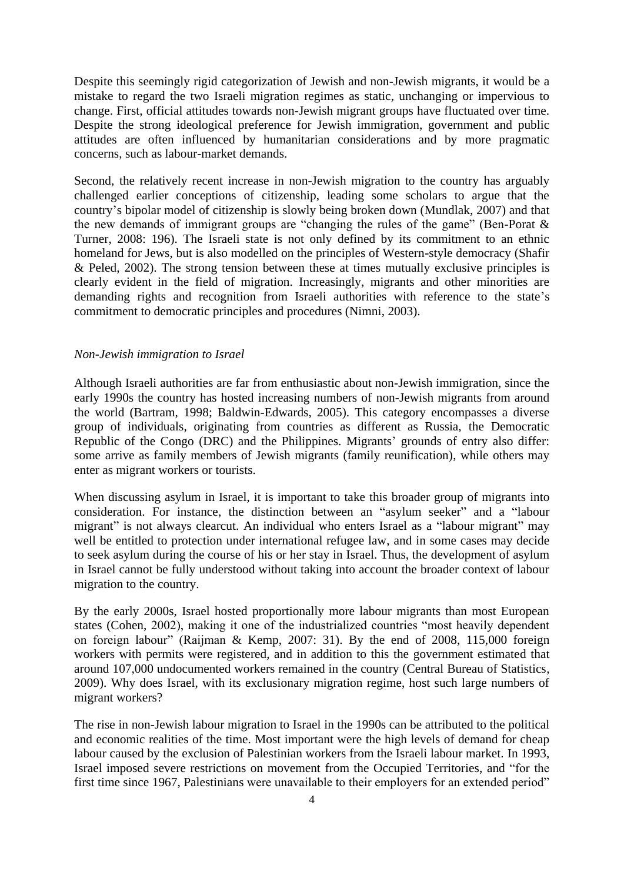Despite this seemingly rigid categorization of Jewish and non-Jewish migrants, it would be a mistake to regard the two Israeli migration regimes as static, unchanging or impervious to change. First, official attitudes towards non-Jewish migrant groups have fluctuated over time. Despite the strong ideological preference for Jewish immigration, government and public attitudes are often influenced by humanitarian considerations and by more pragmatic concerns, such as labour-market demands.

Second, the relatively recent increase in non-Jewish migration to the country has arguably challenged earlier conceptions of citizenship, leading some scholars to argue that the country's bipolar model of citizenship is slowly being broken down (Mundlak, 2007) and that the new demands of immigrant groups are "changing the rules of the game" (Ben-Porat & Turner, 2008: 196). The Israeli state is not only defined by its commitment to an ethnic homeland for Jews, but is also modelled on the principles of Western-style democracy (Shafir & Peled, 2002). The strong tension between these at times mutually exclusive principles is clearly evident in the field of migration. Increasingly, migrants and other minorities are demanding rights and recognition from Israeli authorities with reference to the state's commitment to democratic principles and procedures (Nimni, 2003).

*Non-Jewish immigration to Israel*

Although Israeli authorities are far from enthusiastic about non-Jewish immigration, since the early 1990s the country has hosted increasing numbers of non-Jewish migrants from around the world (Bartram, 1998; Baldwin-Edwards, 2005). This category encompasses a diverse group of individuals, originating from countries as different as Russia, the Democratic Republic of the Congo (DRC) and the Philippines. Migrants' grounds of entry also differ: some arrive as family members of Jewish migrants (family reunification), while others may enter as migrant workers or tourists.

When discussing asylum in Israel, it is important to take this broader group of migrants into consideration. For instance, the distinction between an "asylum seeker" and a "labour migrant" is not always clearcut. An individual who enters Israel as a "labour migrant" may well be entitled to protection under international refugee law, and in some cases may decide to seek asylum during the course of his or her stay in Israel. Thus, the development of asylum in Israel cannot be fully understood without taking into account the broader context of labour migration to the country.

By the early 2000s, Israel hosted proportionally more labour migrants than most European states (Cohen, 2002), making it one of the industrialized countries "most heavily dependent on foreign labour" (Raijman & Kemp, 2007: 31). By the end of 2008, 115,000 foreign workers with permits were registered, and in addition to this the government estimated that around 107,000 undocumented workers remained in the country (Central Bureau of Statistics, 2009). Why does Israel, with its exclusionary migration regime, host such large numbers of migrant workers?

The rise in non-Jewish labour migration to Israel in the 1990s can be attributed to the political and economic realities of the time. Most important were the high levels of demand for cheap labour caused by the exclusion of Palestinian workers from the Israeli labour market. In 1993, Israel imposed severe restrictions on movement from the Occupied Territories, and "for the first time since 1967, Palestinians were unavailable to their employers for an extended period"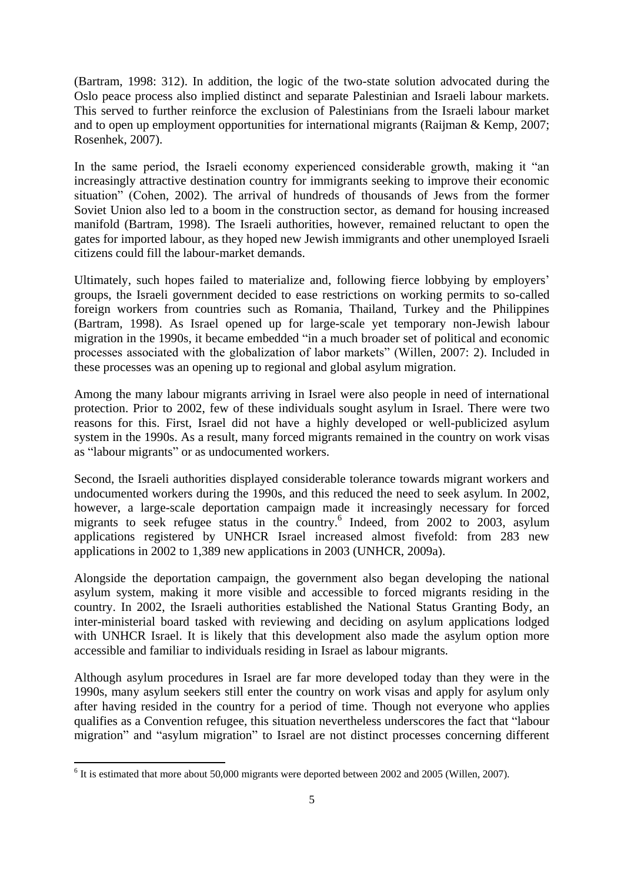(Bartram, 1998: 312). In addition, the logic of the two-state solution advocated during the Oslo peace process also implied distinct and separate Palestinian and Israeli labour markets. This served to further reinforce the exclusion of Palestinians from the Israeli labour market and to open up employment opportunities for international migrants (Raijman & Kemp, 2007; Rosenhek, 2007).

In the same period, the Israeli economy experienced considerable growth, making it "an increasingly attractive destination country for immigrants seeking to improve their economic situation" (Cohen, 2002). The arrival of hundreds of thousands of Jews from the former Soviet Union also led to a boom in the construction sector, as demand for housing increased manifold (Bartram, 1998). The Israeli authorities, however, remained reluctant to open the gates for imported labour, as they hoped new Jewish immigrants and other unemployed Israeli citizens could fill the labour-market demands.

Ultimately, such hopes failed to materialize and, following fierce lobbying by employers' groups, the Israeli government decided to ease restrictions on working permits to so-called foreign workers from countries such as Romania, Thailand, Turkey and the Philippines (Bartram, 1998). As Israel opened up for large-scale yet temporary non-Jewish labour migration in the 1990s, it became embedded "in a much broader set of political and economic processes associated with the globalization of labor markets" (Willen, 2007: 2). Included in these processes was an opening up to regional and global asylum migration.

Among the many labour migrants arriving in Israel were also people in need of international protection. Prior to 2002, few of these individuals sought asylum in Israel. There were two reasons for this. First, Israel did not have a highly developed or well-publicized asylum system in the 1990s. As a result, many forced migrants remained in the country on work visas as "labour migrants" or as undocumented workers.

Second, the Israeli authorities displayed considerable tolerance towards migrant workers and undocumented workers during the 1990s, and this reduced the need to seek asylum. In 2002, however, a large-scale deportation campaign made it increasingly necessary for forced migrants to seek refugee status in the country.[6] Indeed, from 2002 to 2003, asylum applications registered by UNHCR Israel increased almost fivefold: from 283 new applications in 2002 to 1,389 new applications in 2003 (UNHCR, 2009a).

Alongside the deportation campaign, the government also began developing the national asylum system, making it more visible and accessible to forced migrants residing in the country. In 2002, the Israeli authorities established the National Status Granting Body, an inter-ministerial board tasked with reviewing and deciding on asylum applications lodged with UNHCR Israel. It is likely that this development also made the asylum option more accessible and familiar to individuals residing in Israel as labour migrants.

Although asylum procedures in Israel are far more developed today than they were in the 1990s, many asylum seekers still enter the country on work visas and apply for asylum only after having resided in the country for a period of time. Though not everyone who applies qualifies as a Convention refugee, this situation nevertheless underscores the fact that "labour migration" and "asylum migration" to Israel are not distinct processes concerning different

[6] It is estimated that more about 50,000 migrants were deported between 2002 and 2005 (Willen, 2007).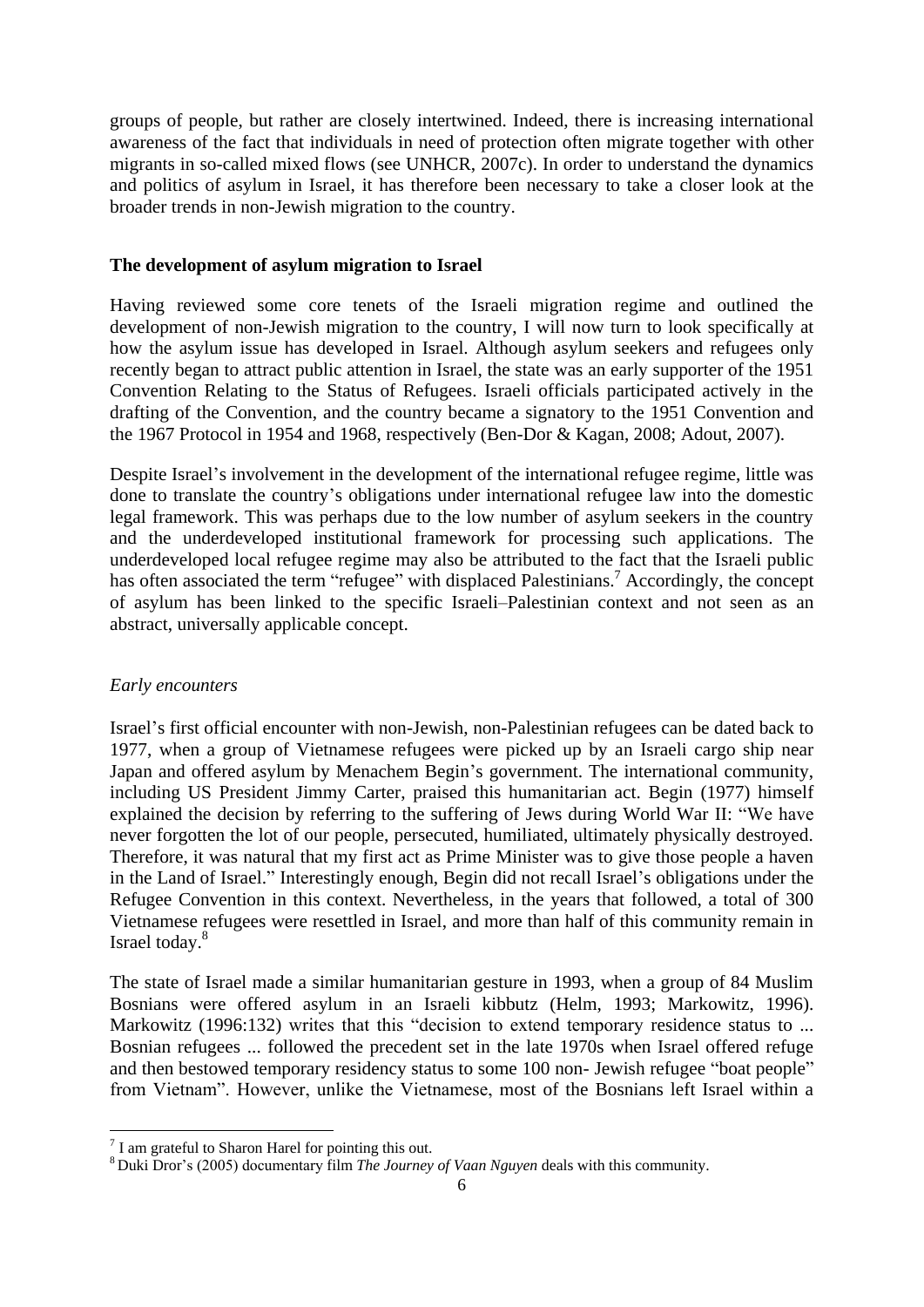groups of people, but rather are closely intertwined. Indeed, there is increasing international awareness of the fact that individuals in need of protection often migrate together with other migrants in so-called mixed flows (see UNHCR, 2007c). In order to understand the dynamics and politics of asylum in Israel, it has therefore been necessary to take a closer look at the broader trends in non-Jewish migration to the country.

**The development of asylum migration to Israel**

Having reviewed some core tenets of the Israeli migration regime and outlined the development of non-Jewish migration to the country, I will now turn to look specifically at how the asylum issue has developed in Israel. Although asylum seekers and refugees only recently began to attract public attention in Israel, the state was an early supporter of the 1951 Convention Relating to the Status of Refugees. Israeli officials participated actively in the drafting of the Convention, and the country became a signatory to the 1951 Convention and the 1967 Protocol in 1954 and 1968, respectively (Ben-Dor & Kagan, 2008; Adout, 2007).

Despite Israel's involvement in the development of the international refugee regime, little was done to translate the country's obligations under international refugee law into the domestic legal framework. This was perhaps due to the low number of asylum seekers in the country and the underdeveloped institutional framework for processing such applications. The underdeveloped local refugee regime may also be attributed to the fact that the Israeli public has often associated the term "refugee" with displaced Palestinians.[7] Accordingly, the concept of asylum has been linked to the specific Israeli–Palestinian context and not seen as an abstract, universally applicable concept.

*Early encounters*

Israel's first official encounter with non-Jewish, non-Palestinian refugees can be dated back to 1977, when a group of Vietnamese refugees were picked up by an Israeli cargo ship near Japan and offered asylum by Menachem Begin's government. The international community, including US President Jimmy Carter, praised this humanitarian act. Begin (1977) himself explained the decision by referring to the suffering of Jews during World War II: "We have never forgotten the lot of our people, persecuted, humiliated, ultimately physically destroyed. Therefore, it was natural that my first act as Prime Minister was to give those people a haven in the Land of Israel." Interestingly enough, Begin did not recall Israel's obligations under the Refugee Convention in this context. Nevertheless, in the years that followed, a total of 300 Vietnamese refugees were resettled in Israel, and more than half of this community remain in Israel today.[8]

The state of Israel made a similar humanitarian gesture in 1993, when a group of 84 Muslim Bosnians were offered asylum in an Israeli kibbutz (Helm, 1993; Markowitz, 1996). Markowitz (1996:132) writes that this "decision to extend temporary residence status to ... Bosnian refugees ... followed the precedent set in the late 1970s when Israel offered refuge and then bestowed temporary residency status to some 100 non- Jewish refugee "boat people" from Vietnam". However, unlike the Vietnamese, most of the Bosnians left Israel within a

[7] I am grateful to Sharon Harel for pointing this out.

[8] Duki Dror's (2005) documentary film *The Journey of Vaan Nguyen* deals with this community.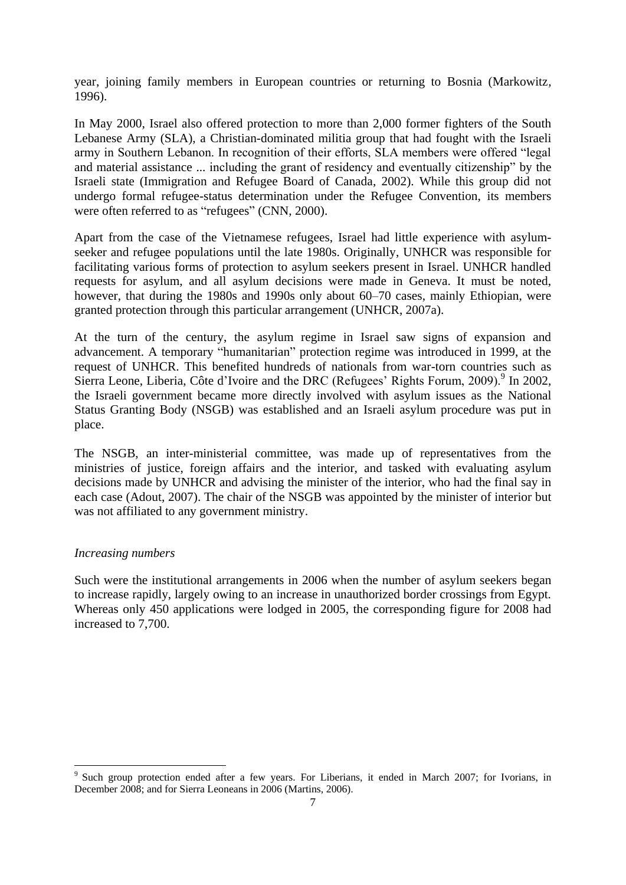year, joining family members in European countries or returning to Bosnia (Markowitz, 1996).

In May 2000, Israel also offered protection to more than 2,000 former fighters of the South Lebanese Army (SLA), a Christian-dominated militia group that had fought with the Israeli army in Southern Lebanon. In recognition of their efforts, SLA members were offered "legal and material assistance ... including the grant of residency and eventually citizenship" by the Israeli state (Immigration and Refugee Board of Canada, 2002). While this group did not undergo formal refugee-status determination under the Refugee Convention, its members were often referred to as "refugees" (CNN, 2000).

Apart from the case of the Vietnamese refugees, Israel had little experience with asylum-seeker and refugee populations until the late 1980s. Originally, UNHCR was responsible for facilitating various forms of protection to asylum seekers present in Israel. UNHCR handled requests for asylum, and all asylum decisions were made in Geneva. It must be noted, however, that during the 1980s and 1990s only about 60–70 cases, mainly Ethiopian, were granted protection through this particular arrangement (UNHCR, 2007a).

At the turn of the century, the asylum regime in Israel saw signs of expansion and advancement. A temporary "humanitarian" protection regime was introduced in 1999, at the request of UNHCR. This benefited hundreds of nationals from war-torn countries such as Sierra Leone, Liberia, Côte d'Ivoire and the DRC (Refugees' Rights Forum, 2009).[9] In 2002, the Israeli government became more directly involved with asylum issues as the National Status Granting Body (NSGB) was established and an Israeli asylum procedure was put in place.

The NSGB, an inter-ministerial committee, was made up of representatives from the ministries of justice, foreign affairs and the interior, and tasked with evaluating asylum decisions made by UNHCR and advising the minister of the interior, who had the final say in each case (Adout, 2007). The chair of the NSGB was appointed by the minister of interior but was not affiliated to any government ministry.

*Increasing numbers*

Such were the institutional arrangements in 2006 when the number of asylum seekers began to increase rapidly, largely owing to an increase in unauthorized border crossings from Egypt. Whereas only 450 applications were lodged in 2005, the corresponding figure for 2008 had increased to 7,700.

[9] Such group protection ended after a few years. For Liberians, it ended in March 2007; for Ivorians, in December 2008; and for Sierra Leoneans in 2006 (Martins, 2006).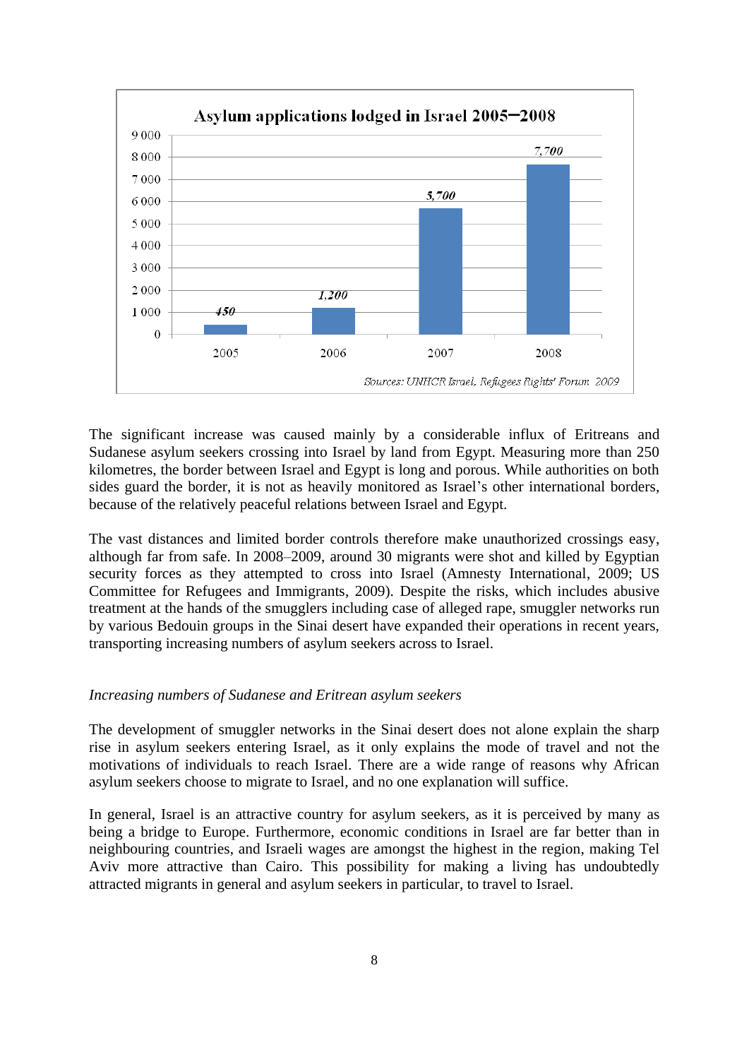**Asylum applications lodged in Israel 2005–2008**

| Year | Applications |
|---|---|
| 2005 | 450 |
| 2006 | 1,200 |
| 2007 | 5,700 |
| 2008 | 7,700 |

*Sources: UNHCR Israel, Refugees Rights' Forum 2009*

The significant increase was caused mainly by a considerable influx of Eritreans and Sudanese asylum seekers crossing into Israel by land from Egypt. Measuring more than 250 kilometres, the border between Israel and Egypt is long and porous. While authorities on both sides guard the border, it is not as heavily monitored as Israel's other international borders, because of the relatively peaceful relations between Israel and Egypt.

The vast distances and limited border controls therefore make unauthorized crossings easy, although far from safe. In 2008–2009, around 30 migrants were shot and killed by Egyptian security forces as they attempted to cross into Israel (Amnesty International, 2009; US Committee for Refugees and Immigrants, 2009). Despite the risks, which includes abusive treatment at the hands of the smugglers including case of alleged rape, smuggler networks run by various Bedouin groups in the Sinai desert have expanded their operations in recent years, transporting increasing numbers of asylum seekers across to Israel.

*Increasing numbers of Sudanese and Eritrean asylum seekers*

The development of smuggler networks in the Sinai desert does not alone explain the sharp rise in asylum seekers entering Israel, as it only explains the mode of travel and not the motivations of individuals to reach Israel. There are a wide range of reasons why African asylum seekers choose to migrate to Israel, and no one explanation will suffice.

In general, Israel is an attractive country for asylum seekers, as it is perceived by many as being a bridge to Europe. Furthermore, economic conditions in Israel are far better than in neighbouring countries, and Israeli wages are amongst the highest in the region, making Tel Aviv more attractive than Cairo. This possibility for making a living has undoubtedly attracted migrants in general and asylum seekers in particular, to travel to Israel.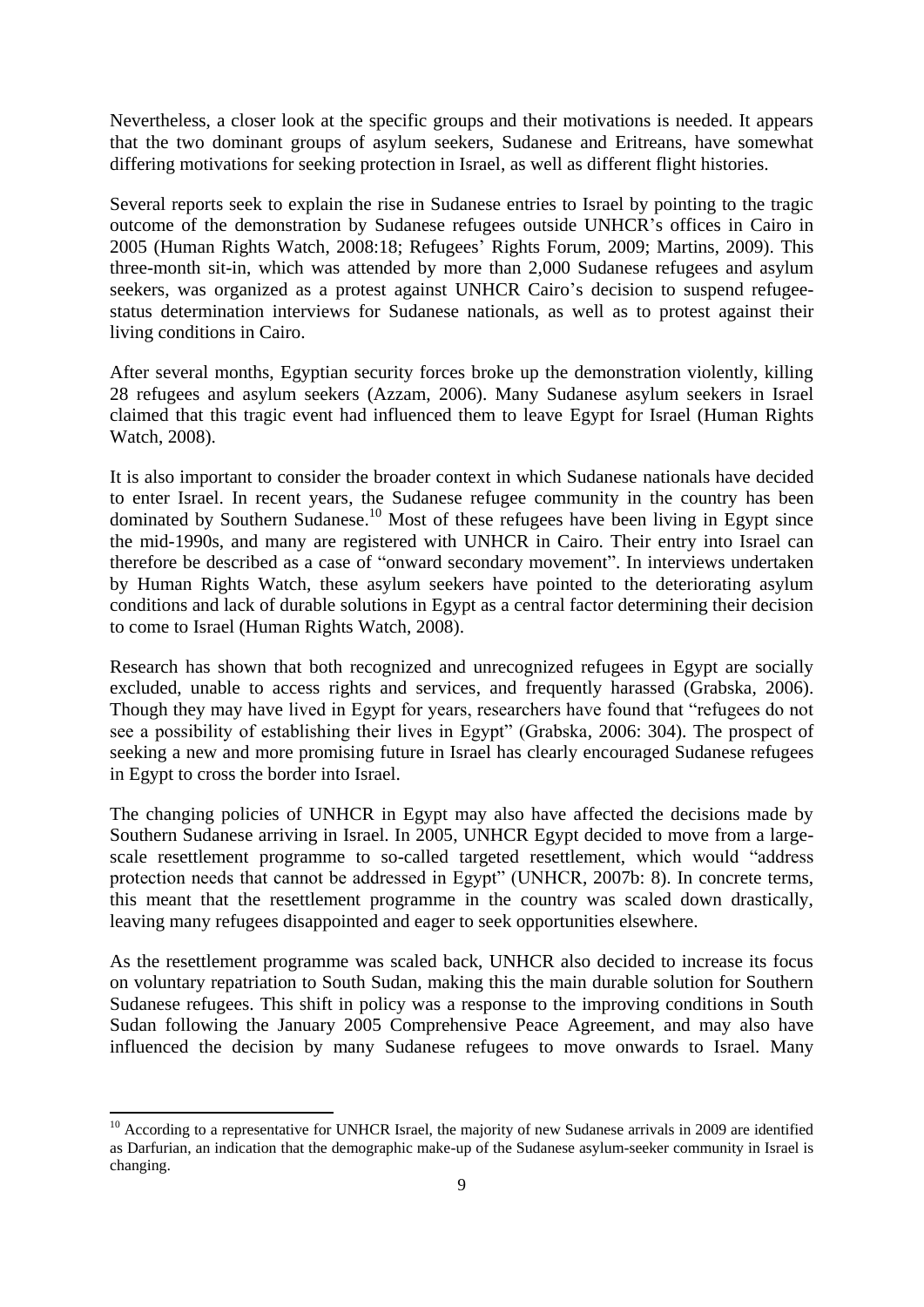Nevertheless, a closer look at the specific groups and their motivations is needed. It appears that the two dominant groups of asylum seekers, Sudanese and Eritreans, have somewhat differing motivations for seeking protection in Israel, as well as different flight histories.

Several reports seek to explain the rise in Sudanese entries to Israel by pointing to the tragic outcome of the demonstration by Sudanese refugees outside UNHCR's offices in Cairo in 2005 (Human Rights Watch, 2008:18; Refugees' Rights Forum, 2009; Martins, 2009). This three-month sit-in, which was attended by more than 2,000 Sudanese refugees and asylum seekers, was organized as a protest against UNHCR Cairo's decision to suspend refugee-status determination interviews for Sudanese nationals, as well as to protest against their living conditions in Cairo.

After several months, Egyptian security forces broke up the demonstration violently, killing 28 refugees and asylum seekers (Azzam, 2006). Many Sudanese asylum seekers in Israel claimed that this tragic event had influenced them to leave Egypt for Israel (Human Rights Watch, 2008).

It is also important to consider the broader context in which Sudanese nationals have decided to enter Israel. In recent years, the Sudanese refugee community in the country has been dominated by Southern Sudanese.[10] Most of these refugees have been living in Egypt since the mid-1990s, and many are registered with UNHCR in Cairo. Their entry into Israel can therefore be described as a case of "onward secondary movement". In interviews undertaken by Human Rights Watch, these asylum seekers have pointed to the deteriorating asylum conditions and lack of durable solutions in Egypt as a central factor determining their decision to come to Israel (Human Rights Watch, 2008).

Research has shown that both recognized and unrecognized refugees in Egypt are socially excluded, unable to access rights and services, and frequently harassed (Grabska, 2006). Though they may have lived in Egypt for years, researchers have found that "refugees do not see a possibility of establishing their lives in Egypt" (Grabska, 2006: 304). The prospect of seeking a new and more promising future in Israel has clearly encouraged Sudanese refugees in Egypt to cross the border into Israel.

The changing policies of UNHCR in Egypt may also have affected the decisions made by Southern Sudanese arriving in Israel. In 2005, UNHCR Egypt decided to move from a large-scale resettlement programme to so-called targeted resettlement, which would "address protection needs that cannot be addressed in Egypt" (UNHCR, 2007b: 8). In concrete terms, this meant that the resettlement programme in the country was scaled down drastically, leaving many refugees disappointed and eager to seek opportunities elsewhere.

As the resettlement programme was scaled back, UNHCR also decided to increase its focus on voluntary repatriation to South Sudan, making this the main durable solution for Southern Sudanese refugees. This shift in policy was a response to the improving conditions in South Sudan following the January 2005 Comprehensive Peace Agreement, and may also have influenced the decision by many Sudanese refugees to move onwards to Israel. Many

---

[10] According to a representative for UNHCR Israel, the majority of new Sudanese arrivals in 2009 are identified as Darfurian, an indication that the demographic make-up of the Sudanese asylum-seeker community in Israel is changing.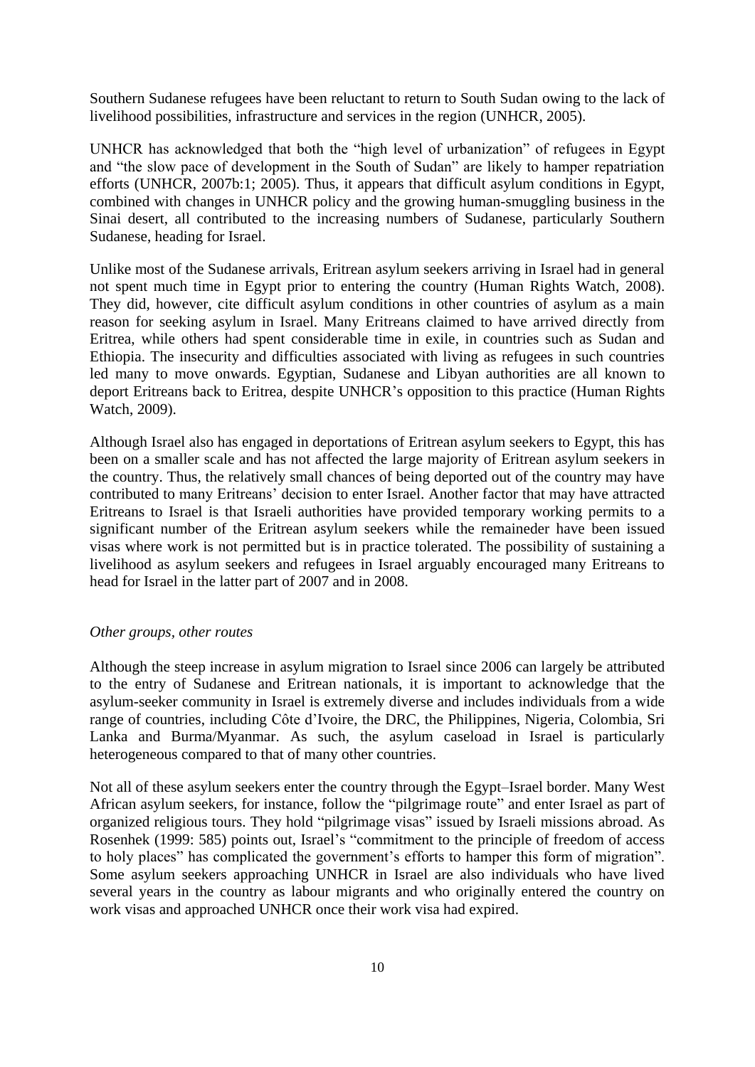Southern Sudanese refugees have been reluctant to return to South Sudan owing to the lack of livelihood possibilities, infrastructure and services in the region (UNHCR, 2005).

UNHCR has acknowledged that both the "high level of urbanization" of refugees in Egypt and "the slow pace of development in the South of Sudan" are likely to hamper repatriation efforts (UNHCR, 2007b:1; 2005). Thus, it appears that difficult asylum conditions in Egypt, combined with changes in UNHCR policy and the growing human-smuggling business in the Sinai desert, all contributed to the increasing numbers of Sudanese, particularly Southern Sudanese, heading for Israel.

Unlike most of the Sudanese arrivals, Eritrean asylum seekers arriving in Israel had in general not spent much time in Egypt prior to entering the country (Human Rights Watch, 2008). They did, however, cite difficult asylum conditions in other countries of asylum as a main reason for seeking asylum in Israel. Many Eritreans claimed to have arrived directly from Eritrea, while others had spent considerable time in exile, in countries such as Sudan and Ethiopia. The insecurity and difficulties associated with living as refugees in such countries led many to move onwards. Egyptian, Sudanese and Libyan authorities are all known to deport Eritreans back to Eritrea, despite UNHCR's opposition to this practice (Human Rights Watch, 2009).

Although Israel also has engaged in deportations of Eritrean asylum seekers to Egypt, this has been on a smaller scale and has not affected the large majority of Eritrean asylum seekers in the country. Thus, the relatively small chances of being deported out of the country may have contributed to many Eritreans' decision to enter Israel. Another factor that may have attracted Eritreans to Israel is that Israeli authorities have provided temporary working permits to a significant number of the Eritrean asylum seekers while the remaineder have been issued visas where work is not permitted but is in practice tolerated. The possibility of sustaining a livelihood as asylum seekers and refugees in Israel arguably encouraged many Eritreans to head for Israel in the latter part of 2007 and in 2008.

*Other groups, other routes*

Although the steep increase in asylum migration to Israel since 2006 can largely be attributed to the entry of Sudanese and Eritrean nationals, it is important to acknowledge that the asylum-seeker community in Israel is extremely diverse and includes individuals from a wide range of countries, including Côte d'Ivoire, the DRC, the Philippines, Nigeria, Colombia, Sri Lanka and Burma/Myanmar. As such, the asylum caseload in Israel is particularly heterogeneous compared to that of many other countries.

Not all of these asylum seekers enter the country through the Egypt–Israel border. Many West African asylum seekers, for instance, follow the "pilgrimage route" and enter Israel as part of organized religious tours. They hold "pilgrimage visas" issued by Israeli missions abroad. As Rosenhek (1999: 585) points out, Israel's "commitment to the principle of freedom of access to holy places" has complicated the government's efforts to hamper this form of migration". Some asylum seekers approaching UNHCR in Israel are also individuals who have lived several years in the country as labour migrants and who originally entered the country on work visas and approached UNHCR once their work visa had expired.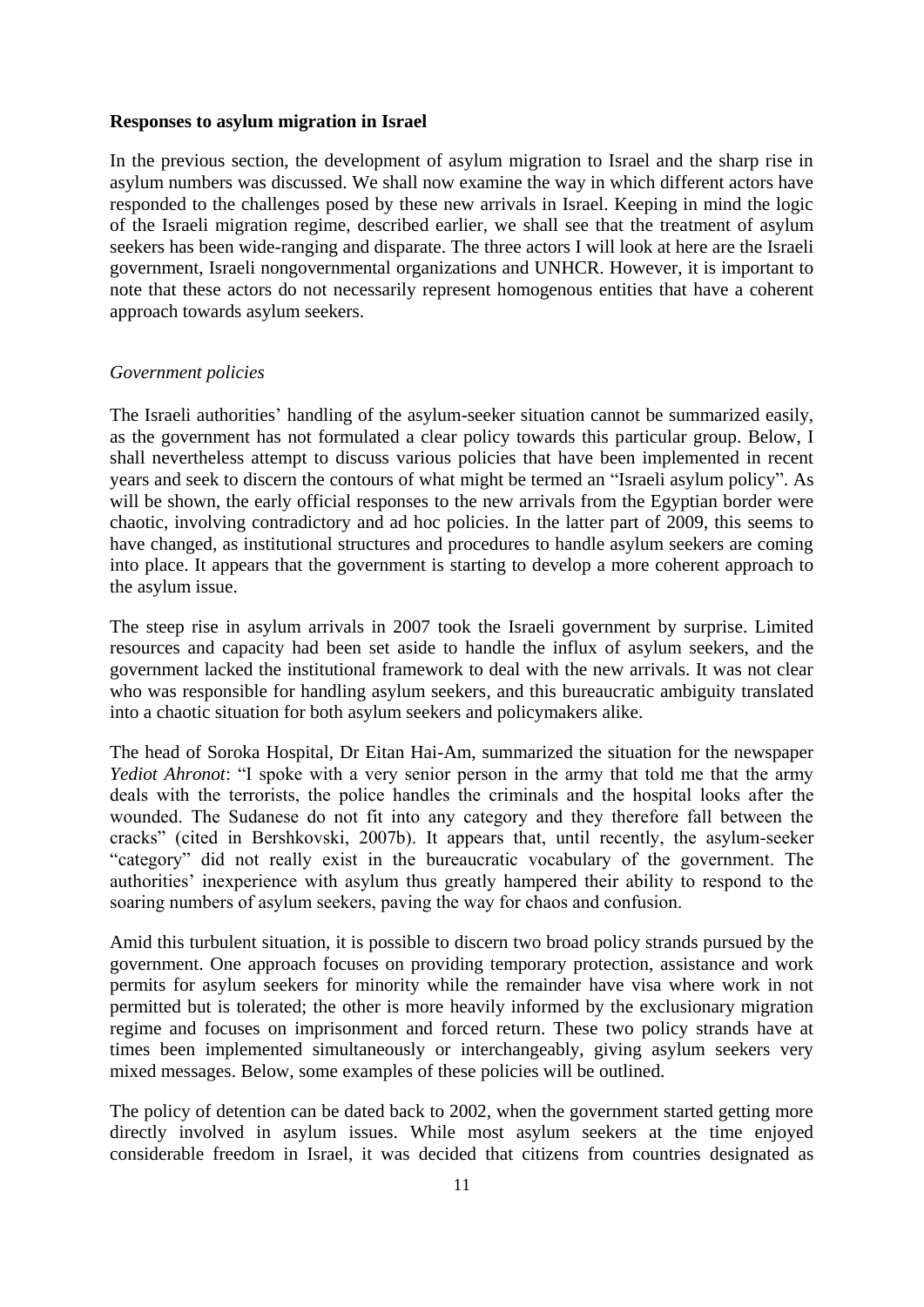**Responses to asylum migration in Israel**

In the previous section, the development of asylum migration to Israel and the sharp rise in asylum numbers was discussed. We shall now examine the way in which different actors have responded to the challenges posed by these new arrivals in Israel. Keeping in mind the logic of the Israeli migration regime, described earlier, we shall see that the treatment of asylum seekers has been wide-ranging and disparate. The three actors I will look at here are the Israeli government, Israeli nongovernmental organizations and UNHCR. However, it is important to note that these actors do not necessarily represent homogenous entities that have a coherent approach towards asylum seekers.

*Government policies*

The Israeli authorities' handling of the asylum-seeker situation cannot be summarized easily, as the government has not formulated a clear policy towards this particular group. Below, I shall nevertheless attempt to discuss various policies that have been implemented in recent years and seek to discern the contours of what might be termed an "Israeli asylum policy". As will be shown, the early official responses to the new arrivals from the Egyptian border were chaotic, involving contradictory and ad hoc policies. In the latter part of 2009, this seems to have changed, as institutional structures and procedures to handle asylum seekers are coming into place. It appears that the government is starting to develop a more coherent approach to the asylum issue.

The steep rise in asylum arrivals in 2007 took the Israeli government by surprise. Limited resources and capacity had been set aside to handle the influx of asylum seekers, and the government lacked the institutional framework to deal with the new arrivals. It was not clear who was responsible for handling asylum seekers, and this bureaucratic ambiguity translated into a chaotic situation for both asylum seekers and policymakers alike.

The head of Soroka Hospital, Dr Eitan Hai-Am, summarized the situation for the newspaper *Yediot Ahronot*: "I spoke with a very senior person in the army that told me that the army deals with the terrorists, the police handles the criminals and the hospital looks after the wounded. The Sudanese do not fit into any category and they therefore fall between the cracks" (cited in Bershkovski, 2007b). It appears that, until recently, the asylum-seeker "category" did not really exist in the bureaucratic vocabulary of the government. The authorities' inexperience with asylum thus greatly hampered their ability to respond to the soaring numbers of asylum seekers, paving the way for chaos and confusion.

Amid this turbulent situation, it is possible to discern two broad policy strands pursued by the government. One approach focuses on providing temporary protection, assistance and work permits for asylum seekers for minority while the remainder have visa where work in not permitted but is tolerated; the other is more heavily informed by the exclusionary migration regime and focuses on imprisonment and forced return. These two policy strands have at times been implemented simultaneously or interchangeably, giving asylum seekers very mixed messages. Below, some examples of these policies will be outlined.

The policy of detention can be dated back to 2002, when the government started getting more directly involved in asylum issues. While most asylum seekers at the time enjoyed considerable freedom in Israel, it was decided that citizens from countries designated as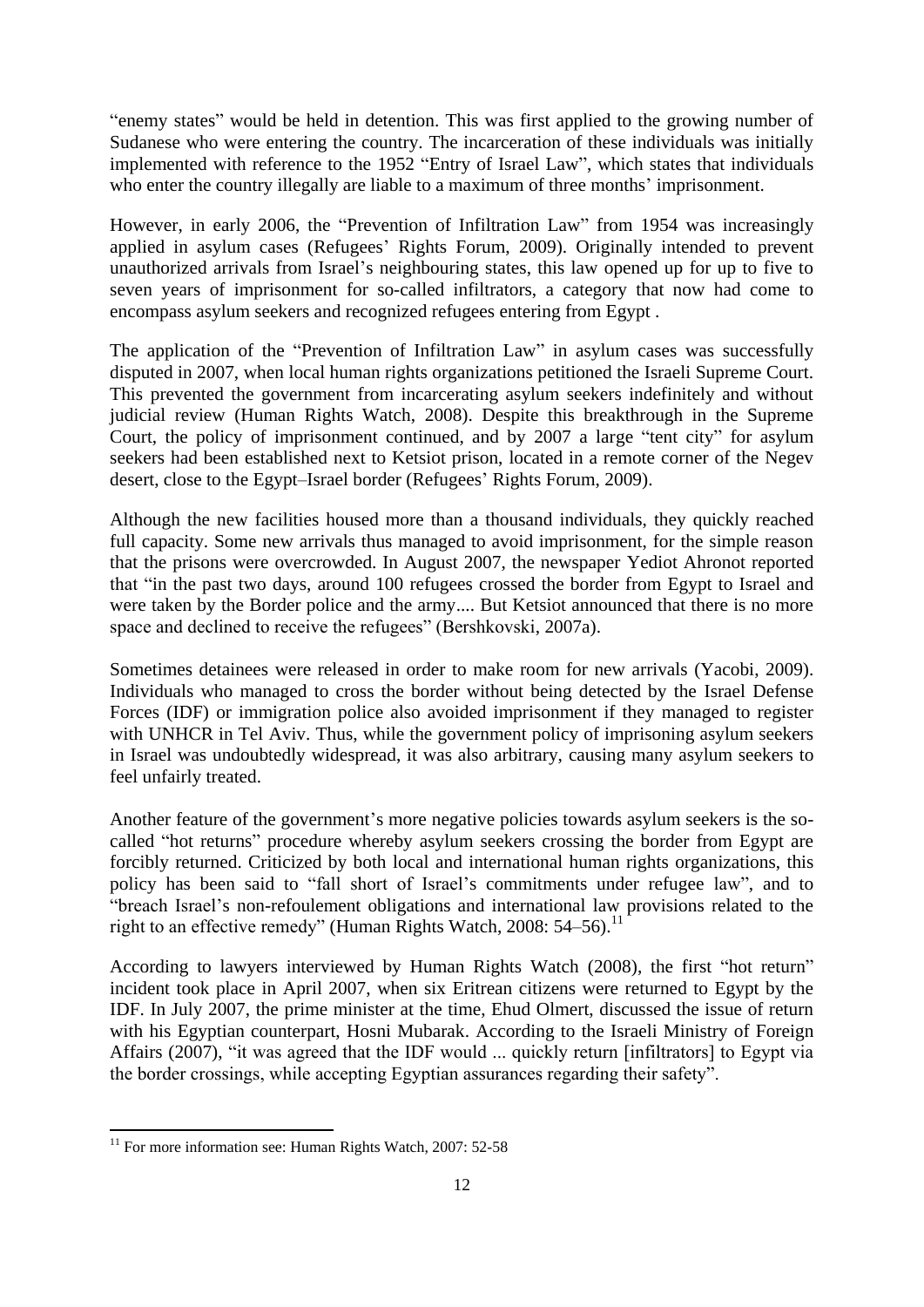"enemy states" would be held in detention. This was first applied to the growing number of Sudanese who were entering the country. The incarceration of these individuals was initially implemented with reference to the 1952 "Entry of Israel Law", which states that individuals who enter the country illegally are liable to a maximum of three months' imprisonment.

However, in early 2006, the "Prevention of Infiltration Law" from 1954 was increasingly applied in asylum cases (Refugees' Rights Forum, 2009). Originally intended to prevent unauthorized arrivals from Israel's neighbouring states, this law opened up for up to five to seven years of imprisonment for so-called infiltrators, a category that now had come to encompass asylum seekers and recognized refugees entering from Egypt .

The application of the "Prevention of Infiltration Law" in asylum cases was successfully disputed in 2007, when local human rights organizations petitioned the Israeli Supreme Court. This prevented the government from incarcerating asylum seekers indefinitely and without judicial review (Human Rights Watch, 2008). Despite this breakthrough in the Supreme Court, the policy of imprisonment continued, and by 2007 a large "tent city" for asylum seekers had been established next to Ketsiot prison, located in a remote corner of the Negev desert, close to the Egypt–Israel border (Refugees' Rights Forum, 2009).

Although the new facilities housed more than a thousand individuals, they quickly reached full capacity. Some new arrivals thus managed to avoid imprisonment, for the simple reason that the prisons were overcrowded. In August 2007, the newspaper Yediot Ahronot reported that "in the past two days, around 100 refugees crossed the border from Egypt to Israel and were taken by the Border police and the army.... But Ketsiot announced that there is no more space and declined to receive the refugees" (Bershkovski, 2007a).

Sometimes detainees were released in order to make room for new arrivals (Yacobi, 2009). Individuals who managed to cross the border without being detected by the Israel Defense Forces (IDF) or immigration police also avoided imprisonment if they managed to register with UNHCR in Tel Aviv. Thus, while the government policy of imprisoning asylum seekers in Israel was undoubtedly widespread, it was also arbitrary, causing many asylum seekers to feel unfairly treated.

Another feature of the government's more negative policies towards asylum seekers is the so-called "hot returns" procedure whereby asylum seekers crossing the border from Egypt are forcibly returned. Criticized by both local and international human rights organizations, this policy has been said to "fall short of Israel's commitments under refugee law", and to "breach Israel's non-refoulement obligations and international law provisions related to the right to an effective remedy" (Human Rights Watch, 2008: 54–56).[11]

According to lawyers interviewed by Human Rights Watch (2008), the first "hot return" incident took place in April 2007, when six Eritrean citizens were returned to Egypt by the IDF. In July 2007, the prime minister at the time, Ehud Olmert, discussed the issue of return with his Egyptian counterpart, Hosni Mubarak. According to the Israeli Ministry of Foreign Affairs (2007), "it was agreed that the IDF would ... quickly return [infiltrators] to Egypt via the border crossings, while accepting Egyptian assurances regarding their safety".

[11] For more information see: Human Rights Watch, 2007: 52-58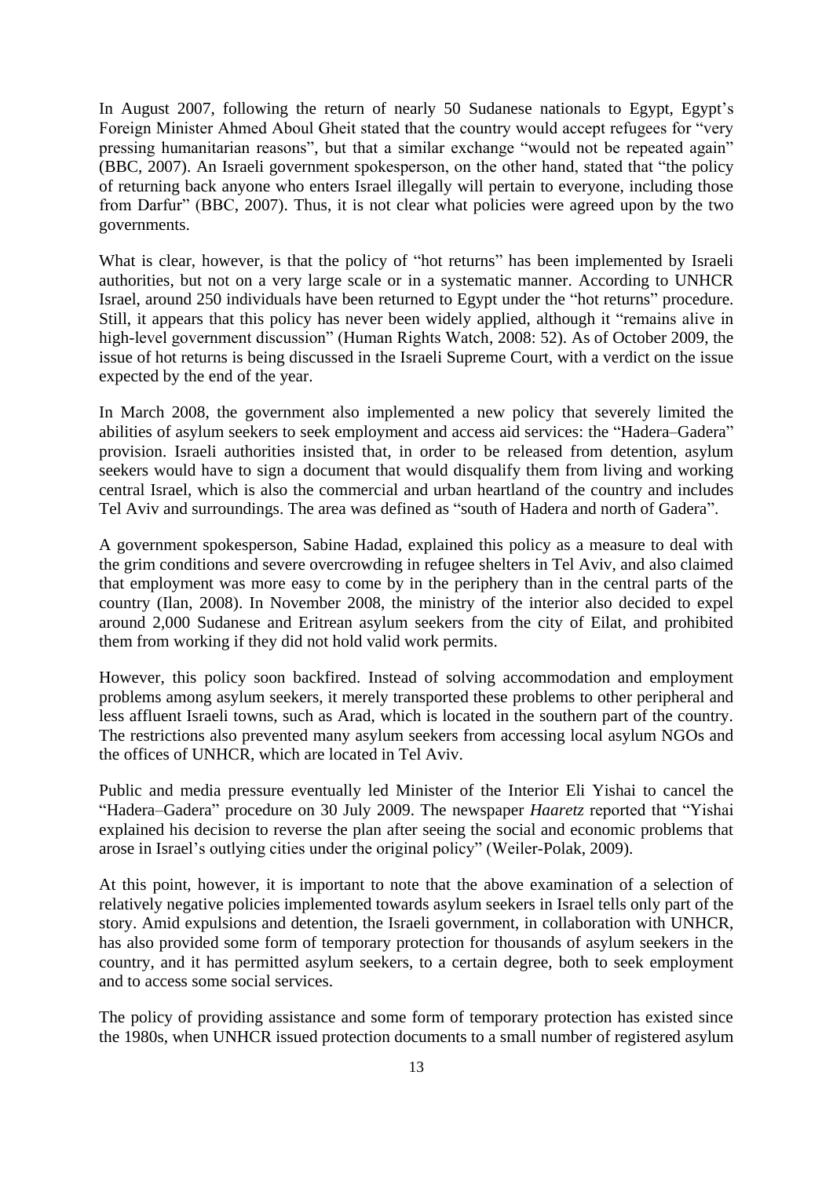In August 2007, following the return of nearly 50 Sudanese nationals to Egypt, Egypt's Foreign Minister Ahmed Aboul Gheit stated that the country would accept refugees for "very pressing humanitarian reasons", but that a similar exchange "would not be repeated again" (BBC, 2007). An Israeli government spokesperson, on the other hand, stated that "the policy of returning back anyone who enters Israel illegally will pertain to everyone, including those from Darfur" (BBC, 2007). Thus, it is not clear what policies were agreed upon by the two governments.

What is clear, however, is that the policy of "hot returns" has been implemented by Israeli authorities, but not on a very large scale or in a systematic manner. According to UNHCR Israel, around 250 individuals have been returned to Egypt under the "hot returns" procedure. Still, it appears that this policy has never been widely applied, although it "remains alive in high-level government discussion" (Human Rights Watch, 2008: 52). As of October 2009, the issue of hot returns is being discussed in the Israeli Supreme Court, with a verdict on the issue expected by the end of the year.

In March 2008, the government also implemented a new policy that severely limited the abilities of asylum seekers to seek employment and access aid services: the "Hadera–Gadera" provision. Israeli authorities insisted that, in order to be released from detention, asylum seekers would have to sign a document that would disqualify them from living and working central Israel, which is also the commercial and urban heartland of the country and includes Tel Aviv and surroundings. The area was defined as "south of Hadera and north of Gadera".

A government spokesperson, Sabine Hadad, explained this policy as a measure to deal with the grim conditions and severe overcrowding in refugee shelters in Tel Aviv, and also claimed that employment was more easy to come by in the periphery than in the central parts of the country (Ilan, 2008). In November 2008, the ministry of the interior also decided to expel around 2,000 Sudanese and Eritrean asylum seekers from the city of Eilat, and prohibited them from working if they did not hold valid work permits.

However, this policy soon backfired. Instead of solving accommodation and employment problems among asylum seekers, it merely transported these problems to other peripheral and less affluent Israeli towns, such as Arad, which is located in the southern part of the country. The restrictions also prevented many asylum seekers from accessing local asylum NGOs and the offices of UNHCR, which are located in Tel Aviv.

Public and media pressure eventually led Minister of the Interior Eli Yishai to cancel the "Hadera–Gadera" procedure on 30 July 2009. The newspaper *Haaretz* reported that "Yishai explained his decision to reverse the plan after seeing the social and economic problems that arose in Israel's outlying cities under the original policy" (Weiler-Polak, 2009).

At this point, however, it is important to note that the above examination of a selection of relatively negative policies implemented towards asylum seekers in Israel tells only part of the story. Amid expulsions and detention, the Israeli government, in collaboration with UNHCR, has also provided some form of temporary protection for thousands of asylum seekers in the country, and it has permitted asylum seekers, to a certain degree, both to seek employment and to access some social services.

The policy of providing assistance and some form of temporary protection has existed since the 1980s, when UNHCR issued protection documents to a small number of registered asylum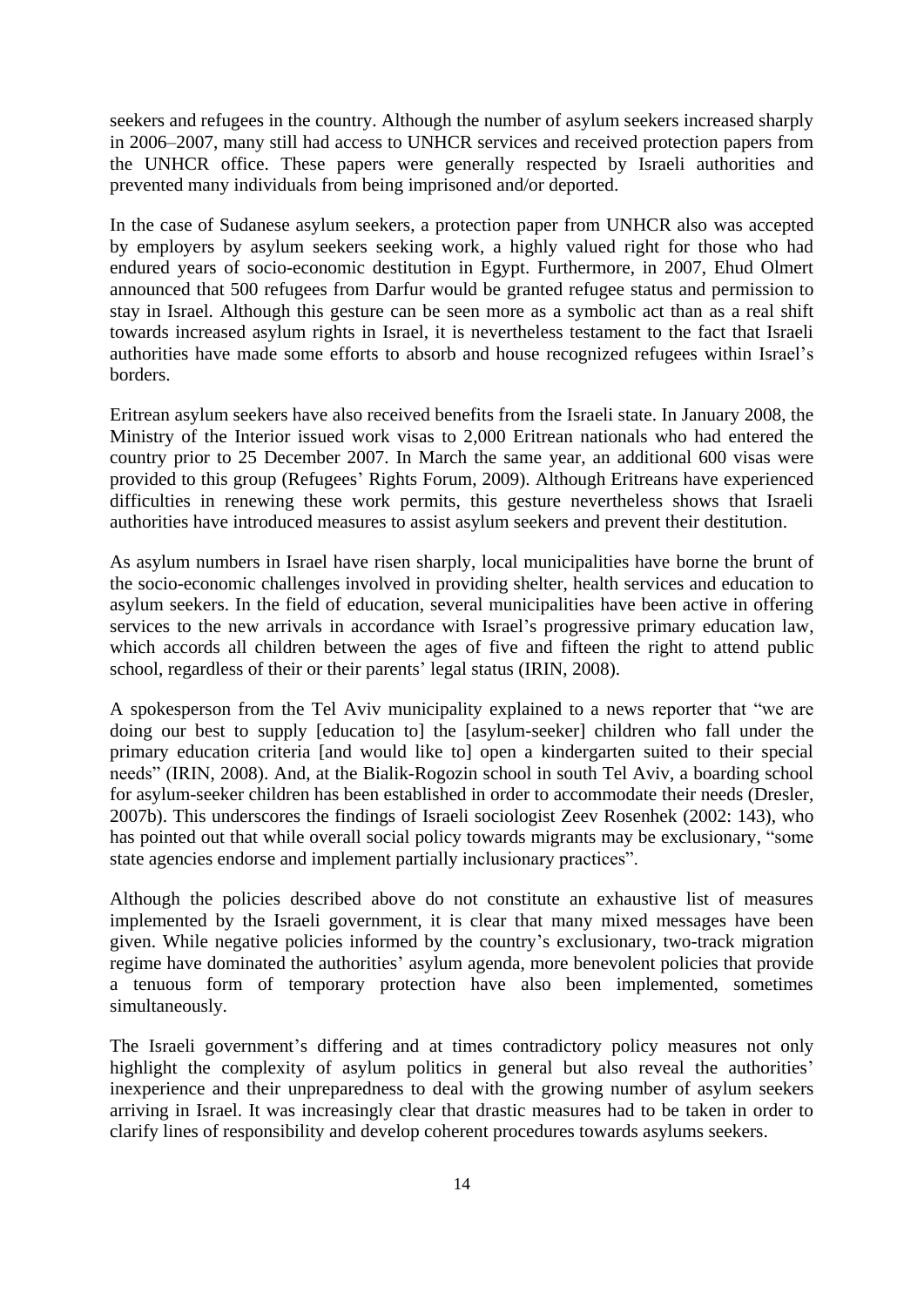seekers and refugees in the country. Although the number of asylum seekers increased sharply in 2006–2007, many still had access to UNHCR services and received protection papers from the UNHCR office. These papers were generally respected by Israeli authorities and prevented many individuals from being imprisoned and/or deported.

In the case of Sudanese asylum seekers, a protection paper from UNHCR also was accepted by employers by asylum seekers seeking work, a highly valued right for those who had endured years of socio-economic destitution in Egypt. Furthermore, in 2007, Ehud Olmert announced that 500 refugees from Darfur would be granted refugee status and permission to stay in Israel. Although this gesture can be seen more as a symbolic act than as a real shift towards increased asylum rights in Israel, it is nevertheless testament to the fact that Israeli authorities have made some efforts to absorb and house recognized refugees within Israel's borders.

Eritrean asylum seekers have also received benefits from the Israeli state. In January 2008, the Ministry of the Interior issued work visas to 2,000 Eritrean nationals who had entered the country prior to 25 December 2007. In March the same year, an additional 600 visas were provided to this group (Refugees' Rights Forum, 2009). Although Eritreans have experienced difficulties in renewing these work permits, this gesture nevertheless shows that Israeli authorities have introduced measures to assist asylum seekers and prevent their destitution.

As asylum numbers in Israel have risen sharply, local municipalities have borne the brunt of the socio-economic challenges involved in providing shelter, health services and education to asylum seekers. In the field of education, several municipalities have been active in offering services to the new arrivals in accordance with Israel's progressive primary education law, which accords all children between the ages of five and fifteen the right to attend public school, regardless of their or their parents' legal status (IRIN, 2008).

A spokesperson from the Tel Aviv municipality explained to a news reporter that "we are doing our best to supply [education to] the [asylum-seeker] children who fall under the primary education criteria [and would like to] open a kindergarten suited to their special needs" (IRIN, 2008). And, at the Bialik-Rogozin school in south Tel Aviv, a boarding school for asylum-seeker children has been established in order to accommodate their needs (Dresler, 2007b). This underscores the findings of Israeli sociologist Zeev Rosenhek (2002: 143), who has pointed out that while overall social policy towards migrants may be exclusionary, "some state agencies endorse and implement partially inclusionary practices".

Although the policies described above do not constitute an exhaustive list of measures implemented by the Israeli government, it is clear that many mixed messages have been given. While negative policies informed by the country's exclusionary, two-track migration regime have dominated the authorities' asylum agenda, more benevolent policies that provide a tenuous form of temporary protection have also been implemented, sometimes simultaneously.

The Israeli government's differing and at times contradictory policy measures not only highlight the complexity of asylum politics in general but also reveal the authorities' inexperience and their unpreparedness to deal with the growing number of asylum seekers arriving in Israel. It was increasingly clear that drastic measures had to be taken in order to clarify lines of responsibility and develop coherent procedures towards asylums seekers.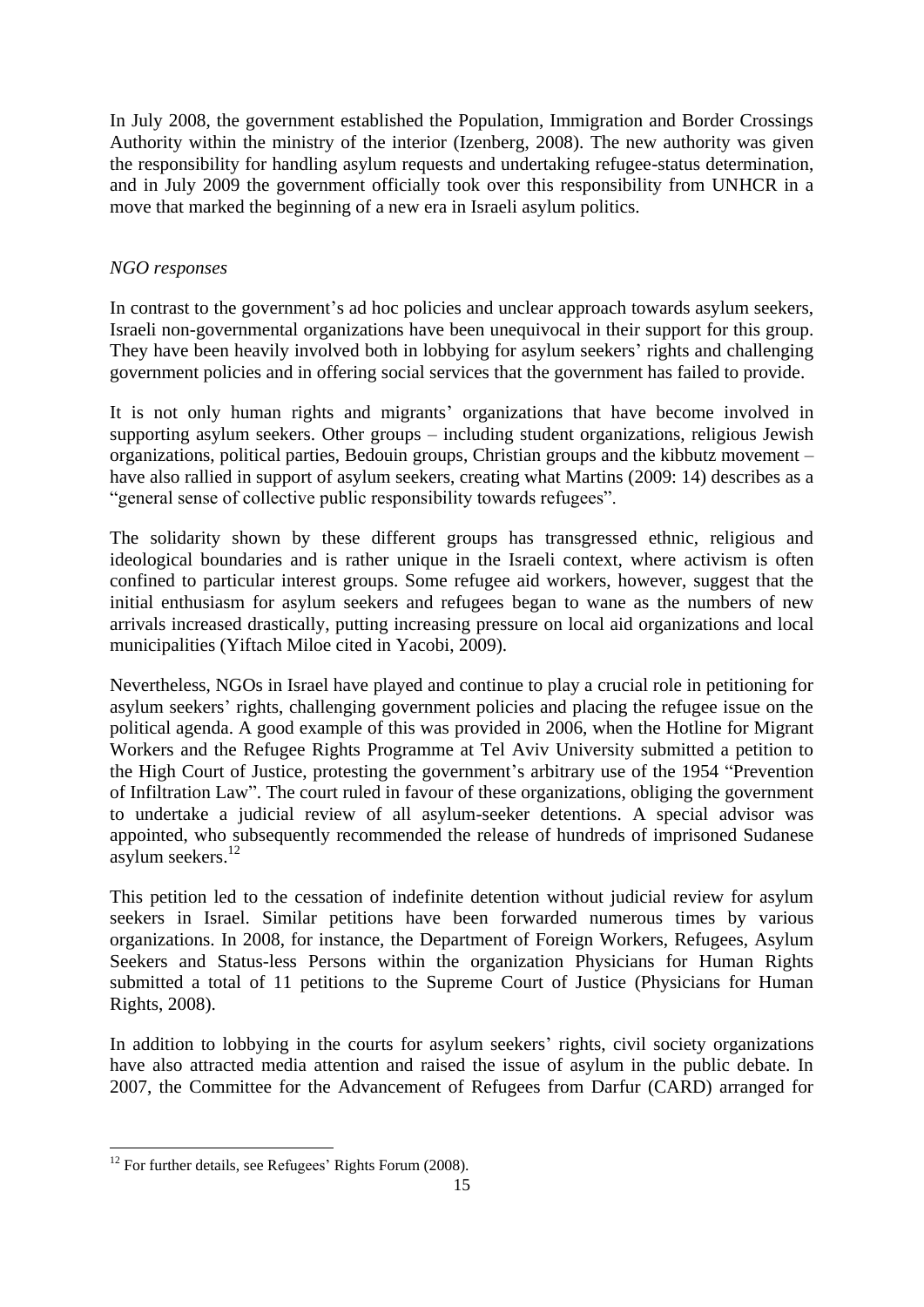In July 2008, the government established the Population, Immigration and Border Crossings Authority within the ministry of the interior (Izenberg, 2008). The new authority was given the responsibility for handling asylum requests and undertaking refugee-status determination, and in July 2009 the government officially took over this responsibility from UNHCR in a move that marked the beginning of a new era in Israeli asylum politics.

*NGO responses*

In contrast to the government's ad hoc policies and unclear approach towards asylum seekers, Israeli non-governmental organizations have been unequivocal in their support for this group. They have been heavily involved both in lobbying for asylum seekers' rights and challenging government policies and in offering social services that the government has failed to provide.

It is not only human rights and migrants' organizations that have become involved in supporting asylum seekers. Other groups – including student organizations, religious Jewish organizations, political parties, Bedouin groups, Christian groups and the kibbutz movement – have also rallied in support of asylum seekers, creating what Martins (2009: 14) describes as a "general sense of collective public responsibility towards refugees".

The solidarity shown by these different groups has transgressed ethnic, religious and ideological boundaries and is rather unique in the Israeli context, where activism is often confined to particular interest groups. Some refugee aid workers, however, suggest that the initial enthusiasm for asylum seekers and refugees began to wane as the numbers of new arrivals increased drastically, putting increasing pressure on local aid organizations and local municipalities (Yiftach Miloe cited in Yacobi, 2009).

Nevertheless, NGOs in Israel have played and continue to play a crucial role in petitioning for asylum seekers' rights, challenging government policies and placing the refugee issue on the political agenda. A good example of this was provided in 2006, when the Hotline for Migrant Workers and the Refugee Rights Programme at Tel Aviv University submitted a petition to the High Court of Justice, protesting the government's arbitrary use of the 1954 "Prevention of Infiltration Law". The court ruled in favour of these organizations, obliging the government to undertake a judicial review of all asylum-seeker detentions. A special advisor was appointed, who subsequently recommended the release of hundreds of imprisoned Sudanese asylum seekers.[12]

This petition led to the cessation of indefinite detention without judicial review for asylum seekers in Israel. Similar petitions have been forwarded numerous times by various organizations. In 2008, for instance, the Department of Foreign Workers, Refugees, Asylum Seekers and Status-less Persons within the organization Physicians for Human Rights submitted a total of 11 petitions to the Supreme Court of Justice (Physicians for Human Rights, 2008).

In addition to lobbying in the courts for asylum seekers' rights, civil society organizations have also attracted media attention and raised the issue of asylum in the public debate. In 2007, the Committee for the Advancement of Refugees from Darfur (CARD) arranged for

[12] For further details, see Refugees' Rights Forum (2008).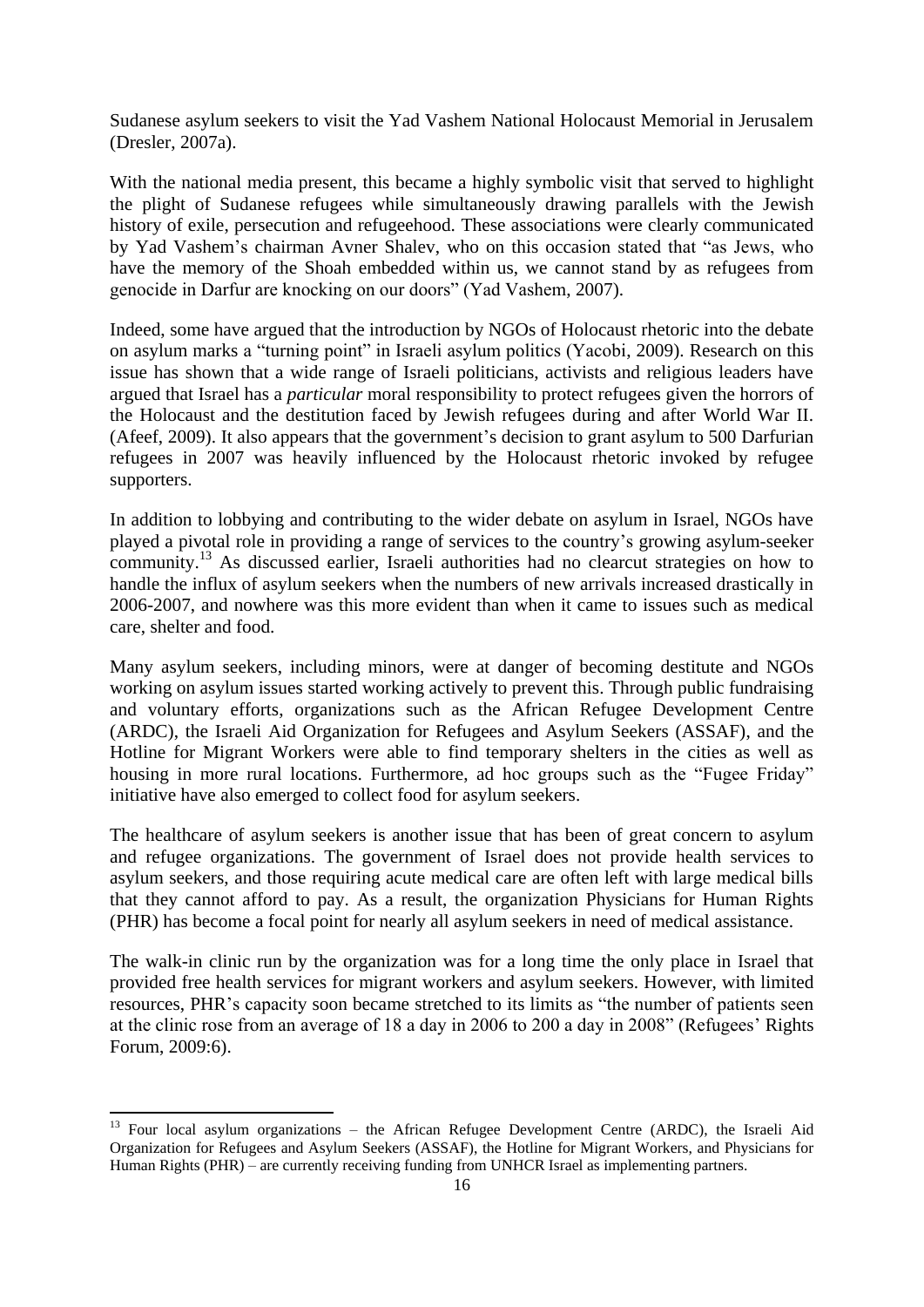Sudanese asylum seekers to visit the Yad Vashem National Holocaust Memorial in Jerusalem (Dresler, 2007a).

With the national media present, this became a highly symbolic visit that served to highlight the plight of Sudanese refugees while simultaneously drawing parallels with the Jewish history of exile, persecution and refugeehood. These associations were clearly communicated by Yad Vashem's chairman Avner Shalev, who on this occasion stated that "as Jews, who have the memory of the Shoah embedded within us, we cannot stand by as refugees from genocide in Darfur are knocking on our doors" (Yad Vashem, 2007).

Indeed, some have argued that the introduction by NGOs of Holocaust rhetoric into the debate on asylum marks a "turning point" in Israeli asylum politics (Yacobi, 2009). Research on this issue has shown that a wide range of Israeli politicians, activists and religious leaders have argued that Israel has a *particular* moral responsibility to protect refugees given the horrors of the Holocaust and the destitution faced by Jewish refugees during and after World War II. (Afeef, 2009). It also appears that the government's decision to grant asylum to 500 Darfurian refugees in 2007 was heavily influenced by the Holocaust rhetoric invoked by refugee supporters.

In addition to lobbying and contributing to the wider debate on asylum in Israel, NGOs have played a pivotal role in providing a range of services to the country's growing asylum-seeker community.[13] As discussed earlier, Israeli authorities had no clearcut strategies on how to handle the influx of asylum seekers when the numbers of new arrivals increased drastically in 2006-2007, and nowhere was this more evident than when it came to issues such as medical care, shelter and food.

Many asylum seekers, including minors, were at danger of becoming destitute and NGOs working on asylum issues started working actively to prevent this. Through public fundraising and voluntary efforts, organizations such as the African Refugee Development Centre (ARDC), the Israeli Aid Organization for Refugees and Asylum Seekers (ASSAF), and the Hotline for Migrant Workers were able to find temporary shelters in the cities as well as housing in more rural locations. Furthermore, ad hoc groups such as the "Fugee Friday" initiative have also emerged to collect food for asylum seekers.

The healthcare of asylum seekers is another issue that has been of great concern to asylum and refugee organizations. The government of Israel does not provide health services to asylum seekers, and those requiring acute medical care are often left with large medical bills that they cannot afford to pay. As a result, the organization Physicians for Human Rights (PHR) has become a focal point for nearly all asylum seekers in need of medical assistance.

The walk-in clinic run by the organization was for a long time the only place in Israel that provided free health services for migrant workers and asylum seekers. However, with limited resources, PHR's capacity soon became stretched to its limits as "the number of patients seen at the clinic rose from an average of 18 a day in 2006 to 200 a day in 2008" (Refugees' Rights Forum, 2009:6).

---

[13] Four local asylum organizations – the African Refugee Development Centre (ARDC), the Israeli Aid Organization for Refugees and Asylum Seekers (ASSAF), the Hotline for Migrant Workers, and Physicians for Human Rights (PHR) – are currently receiving funding from UNHCR Israel as implementing partners.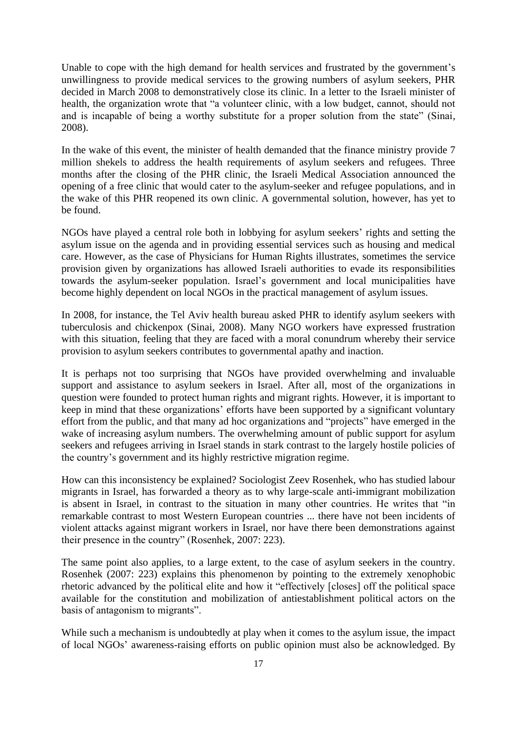Unable to cope with the high demand for health services and frustrated by the government's unwillingness to provide medical services to the growing numbers of asylum seekers, PHR decided in March 2008 to demonstratively close its clinic. In a letter to the Israeli minister of health, the organization wrote that "a volunteer clinic, with a low budget, cannot, should not and is incapable of being a worthy substitute for a proper solution from the state" (Sinai, 2008).

In the wake of this event, the minister of health demanded that the finance ministry provide 7 million shekels to address the health requirements of asylum seekers and refugees. Three months after the closing of the PHR clinic, the Israeli Medical Association announced the opening of a free clinic that would cater to the asylum-seeker and refugee populations, and in the wake of this PHR reopened its own clinic. A governmental solution, however, has yet to be found.

NGOs have played a central role both in lobbying for asylum seekers' rights and setting the asylum issue on the agenda and in providing essential services such as housing and medical care. However, as the case of Physicians for Human Rights illustrates, sometimes the service provision given by organizations has allowed Israeli authorities to evade its responsibilities towards the asylum-seeker population. Israel's government and local municipalities have become highly dependent on local NGOs in the practical management of asylum issues.

In 2008, for instance, the Tel Aviv health bureau asked PHR to identify asylum seekers with tuberculosis and chickenpox (Sinai, 2008). Many NGO workers have expressed frustration with this situation, feeling that they are faced with a moral conundrum whereby their service provision to asylum seekers contributes to governmental apathy and inaction.

It is perhaps not too surprising that NGOs have provided overwhelming and invaluable support and assistance to asylum seekers in Israel. After all, most of the organizations in question were founded to protect human rights and migrant rights. However, it is important to keep in mind that these organizations' efforts have been supported by a significant voluntary effort from the public, and that many ad hoc organizations and "projects" have emerged in the wake of increasing asylum numbers. The overwhelming amount of public support for asylum seekers and refugees arriving in Israel stands in stark contrast to the largely hostile policies of the country's government and its highly restrictive migration regime.

How can this inconsistency be explained? Sociologist Zeev Rosenhek, who has studied labour migrants in Israel, has forwarded a theory as to why large-scale anti-immigrant mobilization is absent in Israel, in contrast to the situation in many other countries. He writes that "in remarkable contrast to most Western European countries ... there have not been incidents of violent attacks against migrant workers in Israel, nor have there been demonstrations against their presence in the country" (Rosenhek, 2007: 223).

The same point also applies, to a large extent, to the case of asylum seekers in the country. Rosenhek (2007: 223) explains this phenomenon by pointing to the extremely xenophobic rhetoric advanced by the political elite and how it "effectively [closes] off the political space available for the constitution and mobilization of antiestablishment political actors on the basis of antagonism to migrants".

While such a mechanism is undoubtedly at play when it comes to the asylum issue, the impact of local NGOs' awareness-raising efforts on public opinion must also be acknowledged. By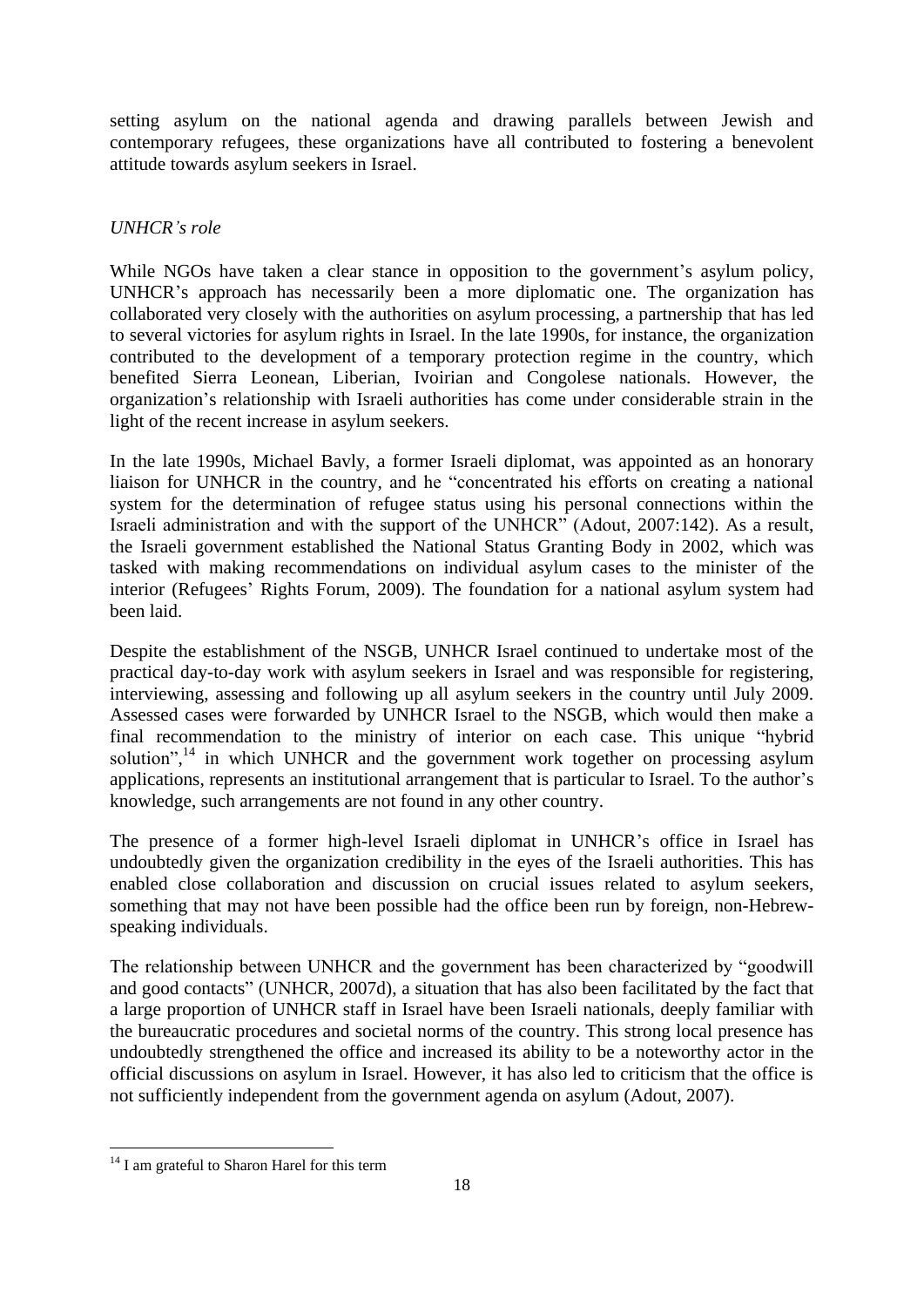setting asylum on the national agenda and drawing parallels between Jewish and contemporary refugees, these organizations have all contributed to fostering a benevolent attitude towards asylum seekers in Israel.

*UNHCR's role*

While NGOs have taken a clear stance in opposition to the government's asylum policy, UNHCR's approach has necessarily been a more diplomatic one. The organization has collaborated very closely with the authorities on asylum processing, a partnership that has led to several victories for asylum rights in Israel. In the late 1990s, for instance, the organization contributed to the development of a temporary protection regime in the country, which benefited Sierra Leonean, Liberian, Ivoirian and Congolese nationals. However, the organization's relationship with Israeli authorities has come under considerable strain in the light of the recent increase in asylum seekers.

In the late 1990s, Michael Bavly, a former Israeli diplomat, was appointed as an honorary liaison for UNHCR in the country, and he "concentrated his efforts on creating a national system for the determination of refugee status using his personal connections within the Israeli administration and with the support of the UNHCR" (Adout, 2007:142). As a result, the Israeli government established the National Status Granting Body in 2002, which was tasked with making recommendations on individual asylum cases to the minister of the interior (Refugees' Rights Forum, 2009). The foundation for a national asylum system had been laid.

Despite the establishment of the NSGB, UNHCR Israel continued to undertake most of the practical day-to-day work with asylum seekers in Israel and was responsible for registering, interviewing, assessing and following up all asylum seekers in the country until July 2009. Assessed cases were forwarded by UNHCR Israel to the NSGB, which would then make a final recommendation to the ministry of interior on each case. This unique "hybrid solution",[14] in which UNHCR and the government work together on processing asylum applications, represents an institutional arrangement that is particular to Israel. To the author's knowledge, such arrangements are not found in any other country.

The presence of a former high-level Israeli diplomat in UNHCR's office in Israel has undoubtedly given the organization credibility in the eyes of the Israeli authorities. This has enabled close collaboration and discussion on crucial issues related to asylum seekers, something that may not have been possible had the office been run by foreign, non-Hebrew-speaking individuals.

The relationship between UNHCR and the government has been characterized by "goodwill and good contacts" (UNHCR, 2007d), a situation that has also been facilitated by the fact that a large proportion of UNHCR staff in Israel have been Israeli nationals, deeply familiar with the bureaucratic procedures and societal norms of the country. This strong local presence has undoubtedly strengthened the office and increased its ability to be a noteworthy actor in the official discussions on asylum in Israel. However, it has also led to criticism that the office is not sufficiently independent from the government agenda on asylum (Adout, 2007).

[14] I am grateful to Sharon Harel for this term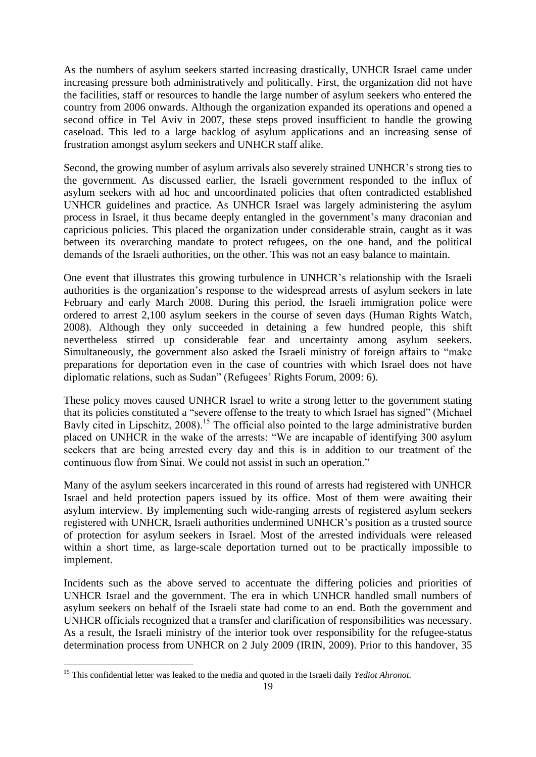As the numbers of asylum seekers started increasing drastically, UNHCR Israel came under increasing pressure both administratively and politically. First, the organization did not have the facilities, staff or resources to handle the large number of asylum seekers who entered the country from 2006 onwards. Although the organization expanded its operations and opened a second office in Tel Aviv in 2007, these steps proved insufficient to handle the growing caseload. This led to a large backlog of asylum applications and an increasing sense of frustration amongst asylum seekers and UNHCR staff alike.

Second, the growing number of asylum arrivals also severely strained UNHCR's strong ties to the government. As discussed earlier, the Israeli government responded to the influx of asylum seekers with ad hoc and uncoordinated policies that often contradicted established UNHCR guidelines and practice. As UNHCR Israel was largely administering the asylum process in Israel, it thus became deeply entangled in the government's many draconian and capricious policies. This placed the organization under considerable strain, caught as it was between its overarching mandate to protect refugees, on the one hand, and the political demands of the Israeli authorities, on the other. This was not an easy balance to maintain.

One event that illustrates this growing turbulence in UNHCR's relationship with the Israeli authorities is the organization's response to the widespread arrests of asylum seekers in late February and early March 2008. During this period, the Israeli immigration police were ordered to arrest 2,100 asylum seekers in the course of seven days (Human Rights Watch, 2008). Although they only succeeded in detaining a few hundred people, this shift nevertheless stirred up considerable fear and uncertainty among asylum seekers. Simultaneously, the government also asked the Israeli ministry of foreign affairs to "make preparations for deportation even in the case of countries with which Israel does not have diplomatic relations, such as Sudan" (Refugees' Rights Forum, 2009: 6).

These policy moves caused UNHCR Israel to write a strong letter to the government stating that its policies constituted a "severe offense to the treaty to which Israel has signed" (Michael Bavly cited in Lipschitz, 2008).[15] The official also pointed to the large administrative burden placed on UNHCR in the wake of the arrests: "We are incapable of identifying 300 asylum seekers that are being arrested every day and this is in addition to our treatment of the continuous flow from Sinai. We could not assist in such an operation."

Many of the asylum seekers incarcerated in this round of arrests had registered with UNHCR Israel and held protection papers issued by its office. Most of them were awaiting their asylum interview. By implementing such wide-ranging arrests of registered asylum seekers registered with UNHCR, Israeli authorities undermined UNHCR's position as a trusted source of protection for asylum seekers in Israel. Most of the arrested individuals were released within a short time, as large-scale deportation turned out to be practically impossible to implement.

Incidents such as the above served to accentuate the differing policies and priorities of UNHCR Israel and the government. The era in which UNHCR handled small numbers of asylum seekers on behalf of the Israeli state had come to an end. Both the government and UNHCR officials recognized that a transfer and clarification of responsibilities was necessary. As a result, the Israeli ministry of the interior took over responsibility for the refugee-status determination process from UNHCR on 2 July 2009 (IRIN, 2009). Prior to this handover, 35

---

[15] This confidential letter was leaked to the media and quoted in the Israeli daily *Yediot Ahronot*.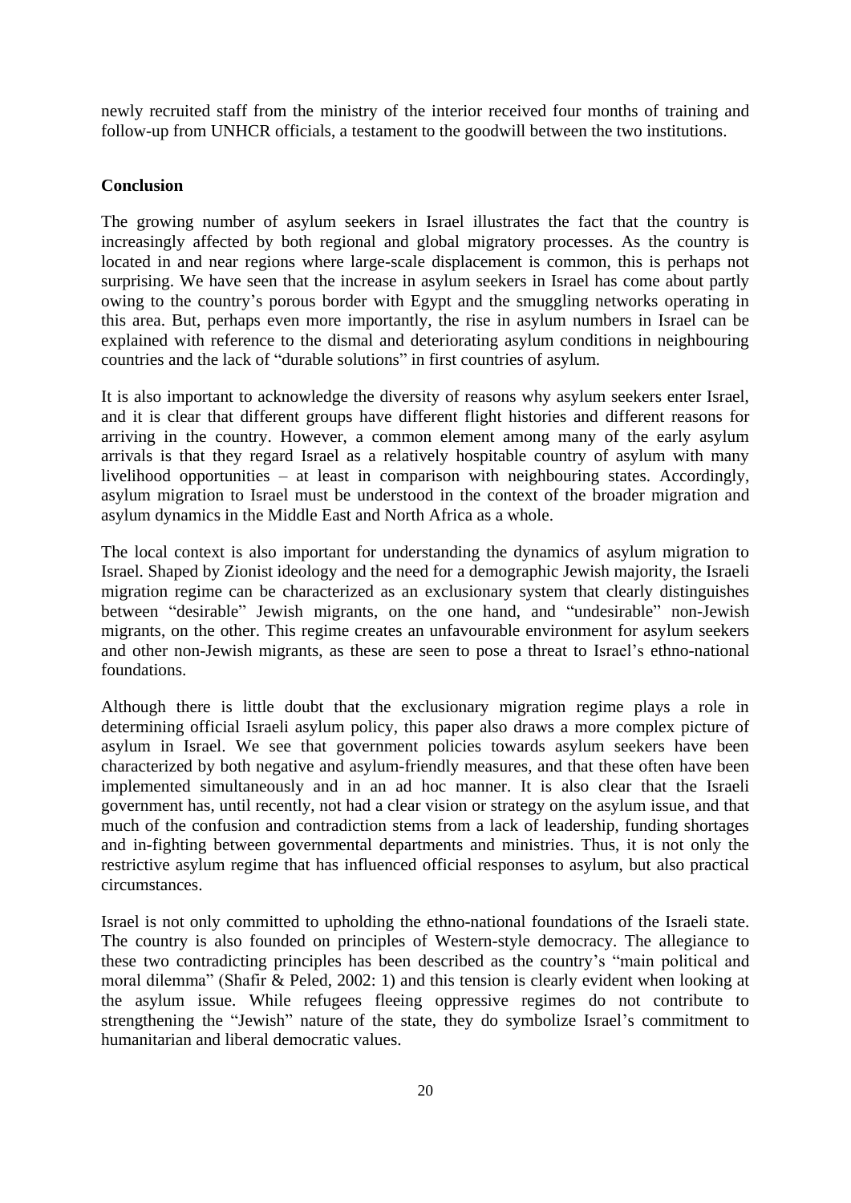newly recruited staff from the ministry of the interior received four months of training and follow-up from UNHCR officials, a testament to the goodwill between the two institutions.

## Conclusion

The growing number of asylum seekers in Israel illustrates the fact that the country is increasingly affected by both regional and global migratory processes. As the country is located in and near regions where large-scale displacement is common, this is perhaps not surprising. We have seen that the increase in asylum seekers in Israel has come about partly owing to the country's porous border with Egypt and the smuggling networks operating in this area. But, perhaps even more importantly, the rise in asylum numbers in Israel can be explained with reference to the dismal and deteriorating asylum conditions in neighbouring countries and the lack of "durable solutions" in first countries of asylum.

It is also important to acknowledge the diversity of reasons why asylum seekers enter Israel, and it is clear that different groups have different flight histories and different reasons for arriving in the country. However, a common element among many of the early asylum arrivals is that they regard Israel as a relatively hospitable country of asylum with many livelihood opportunities – at least in comparison with neighbouring states. Accordingly, asylum migration to Israel must be understood in the context of the broader migration and asylum dynamics in the Middle East and North Africa as a whole.

The local context is also important for understanding the dynamics of asylum migration to Israel. Shaped by Zionist ideology and the need for a demographic Jewish majority, the Israeli migration regime can be characterized as an exclusionary system that clearly distinguishes between "desirable" Jewish migrants, on the one hand, and "undesirable" non-Jewish migrants, on the other. This regime creates an unfavourable environment for asylum seekers and other non-Jewish migrants, as these are seen to pose a threat to Israel's ethno-national foundations.

Although there is little doubt that the exclusionary migration regime plays a role in determining official Israeli asylum policy, this paper also draws a more complex picture of asylum in Israel. We see that government policies towards asylum seekers have been characterized by both negative and asylum-friendly measures, and that these often have been implemented simultaneously and in an ad hoc manner. It is also clear that the Israeli government has, until recently, not had a clear vision or strategy on the asylum issue, and that much of the confusion and contradiction stems from a lack of leadership, funding shortages and in-fighting between governmental departments and ministries. Thus, it is not only the restrictive asylum regime that has influenced official responses to asylum, but also practical circumstances.

Israel is not only committed to upholding the ethno-national foundations of the Israeli state. The country is also founded on principles of Western-style democracy. The allegiance to these two contradicting principles has been described as the country's "main political and moral dilemma" (Shafir & Peled, 2002: 1) and this tension is clearly evident when looking at the asylum issue. While refugees fleeing oppressive regimes do not contribute to strengthening the "Jewish" nature of the state, they do symbolize Israel's commitment to humanitarian and liberal democratic values.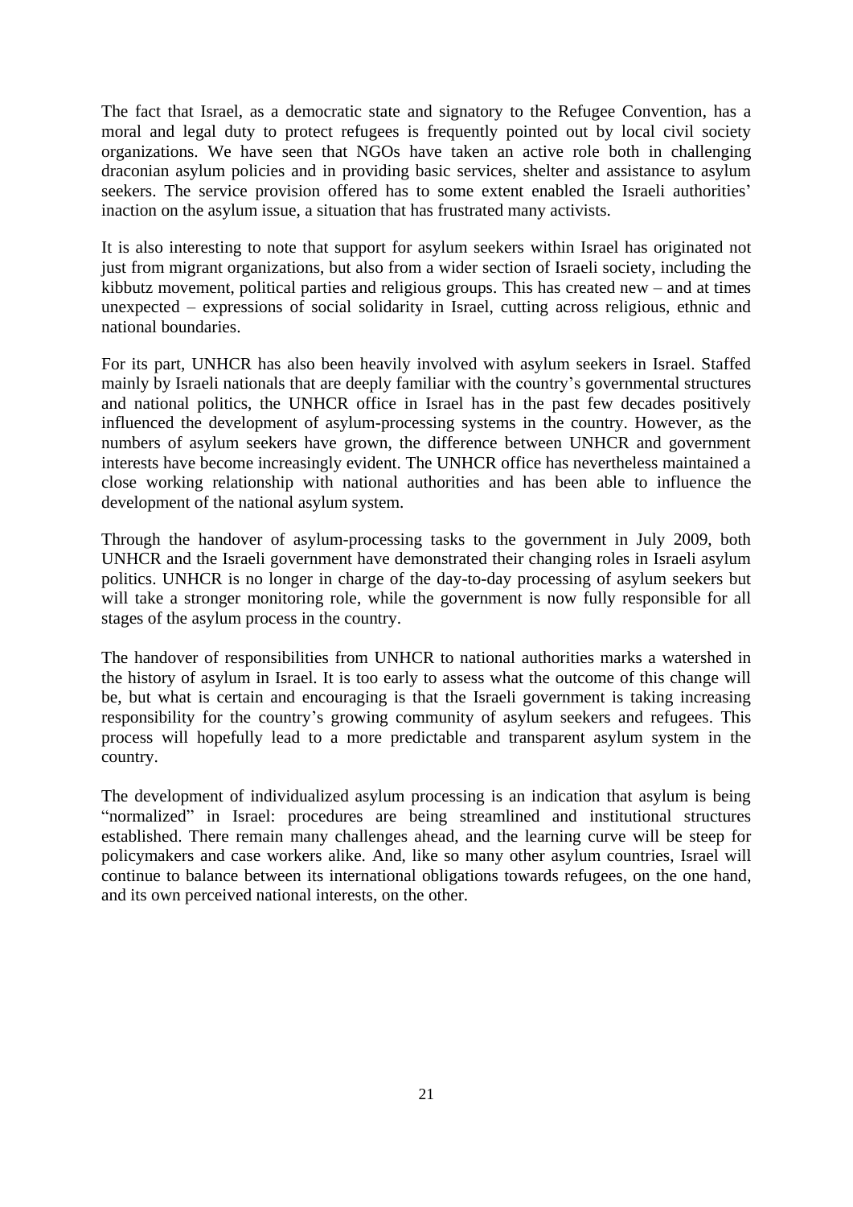The fact that Israel, as a democratic state and signatory to the Refugee Convention, has a moral and legal duty to protect refugees is frequently pointed out by local civil society organizations. We have seen that NGOs have taken an active role both in challenging draconian asylum policies and in providing basic services, shelter and assistance to asylum seekers. The service provision offered has to some extent enabled the Israeli authorities' inaction on the asylum issue, a situation that has frustrated many activists.

It is also interesting to note that support for asylum seekers within Israel has originated not just from migrant organizations, but also from a wider section of Israeli society, including the kibbutz movement, political parties and religious groups. This has created new – and at times unexpected – expressions of social solidarity in Israel, cutting across religious, ethnic and national boundaries.

For its part, UNHCR has also been heavily involved with asylum seekers in Israel. Staffed mainly by Israeli nationals that are deeply familiar with the country's governmental structures and national politics, the UNHCR office in Israel has in the past few decades positively influenced the development of asylum-processing systems in the country. However, as the numbers of asylum seekers have grown, the difference between UNHCR and government interests have become increasingly evident. The UNHCR office has nevertheless maintained a close working relationship with national authorities and has been able to influence the development of the national asylum system.

Through the handover of asylum-processing tasks to the government in July 2009, both UNHCR and the Israeli government have demonstrated their changing roles in Israeli asylum politics. UNHCR is no longer in charge of the day-to-day processing of asylum seekers but will take a stronger monitoring role, while the government is now fully responsible for all stages of the asylum process in the country.

The handover of responsibilities from UNHCR to national authorities marks a watershed in the history of asylum in Israel. It is too early to assess what the outcome of this change will be, but what is certain and encouraging is that the Israeli government is taking increasing responsibility for the country's growing community of asylum seekers and refugees. This process will hopefully lead to a more predictable and transparent asylum system in the country.

The development of individualized asylum processing is an indication that asylum is being "normalized" in Israel: procedures are being streamlined and institutional structures established. There remain many challenges ahead, and the learning curve will be steep for policymakers and case workers alike. And, like so many other asylum countries, Israel will continue to balance between its international obligations towards refugees, on the one hand, and its own perceived national interests, on the other.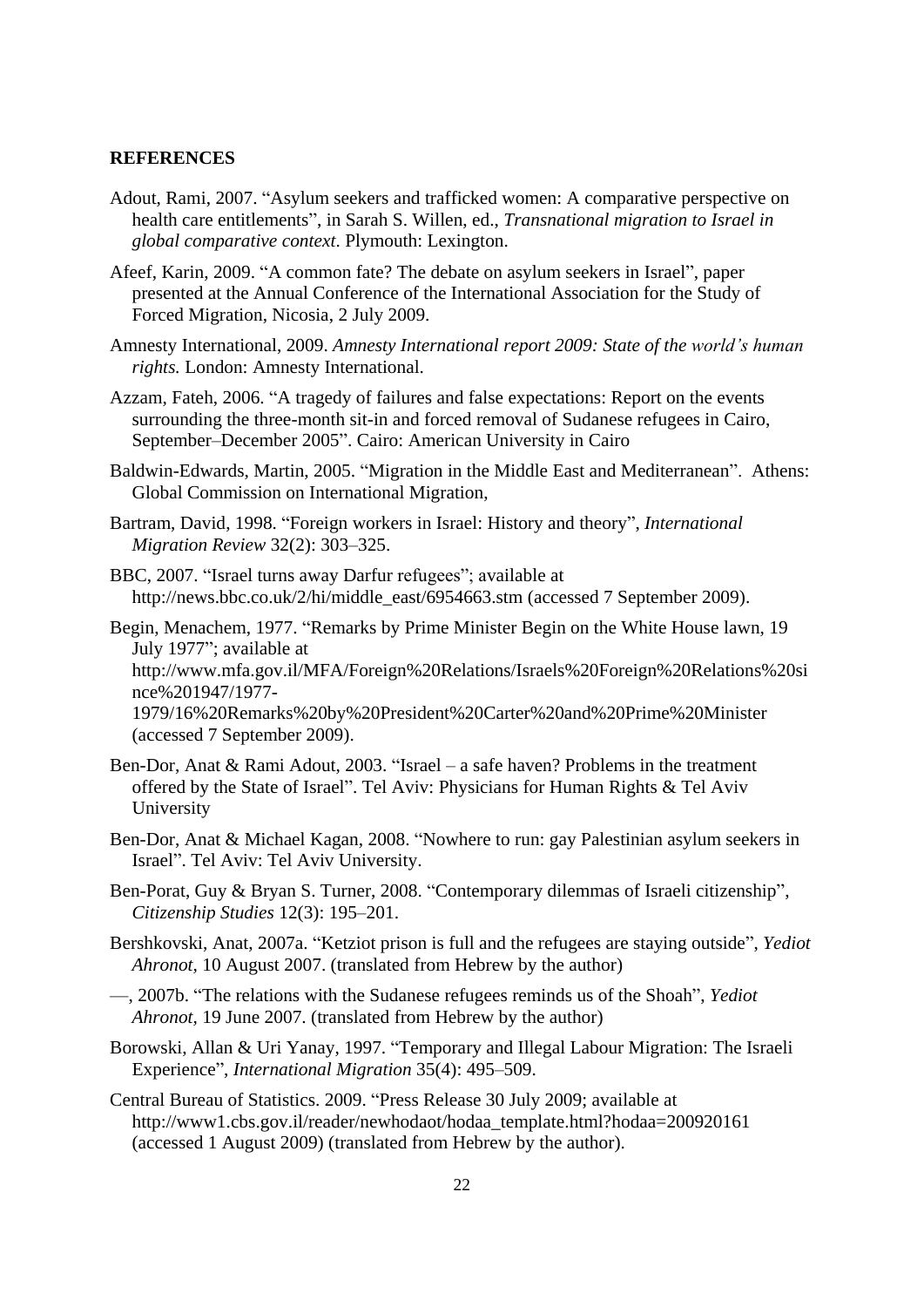**REFERENCES**

Adout, Rami, 2007. "Asylum seekers and trafficked women: A comparative perspective on health care entitlements", in Sarah S. Willen, ed., *Transnational migration to Israel in global comparative context*. Plymouth: Lexington.

Afeef, Karin, 2009. "A common fate? The debate on asylum seekers in Israel", paper presented at the Annual Conference of the International Association for the Study of Forced Migration, Nicosia, 2 July 2009.

Amnesty International, 2009. *Amnesty International report 2009: State of the world's human rights.* London: Amnesty International.

Azzam, Fateh, 2006. "A tragedy of failures and false expectations: Report on the events surrounding the three-month sit-in and forced removal of Sudanese refugees in Cairo, September–December 2005". Cairo: American University in Cairo

Baldwin-Edwards, Martin, 2005. "Migration in the Middle East and Mediterranean". Athens: Global Commission on International Migration,

Bartram, David, 1998. "Foreign workers in Israel: History and theory", *International Migration Review* 32(2): 303–325.

BBC, 2007. "Israel turns away Darfur refugees"; available at http://news.bbc.co.uk/2/hi/middle_east/6954663.stm (accessed 7 September 2009).

Begin, Menachem, 1977. "Remarks by Prime Minister Begin on the White House lawn, 19 July 1977"; available at http://www.mfa.gov.il/MFA/Foreign%20Relations/Israels%20Foreign%20Relations%20since%201947/1977-1979/16%20Remarks%20by%20President%20Carter%20and%20Prime%20Minister (accessed 7 September 2009).

Ben-Dor, Anat & Rami Adout, 2003. "Israel – a safe haven? Problems in the treatment offered by the State of Israel". Tel Aviv: Physicians for Human Rights & Tel Aviv University

Ben-Dor, Anat & Michael Kagan, 2008. "Nowhere to run: gay Palestinian asylum seekers in Israel". Tel Aviv: Tel Aviv University.

Ben-Porat, Guy & Bryan S. Turner, 2008. "Contemporary dilemmas of Israeli citizenship", *Citizenship Studies* 12(3): 195–201.

Bershkovski, Anat, 2007a. "Ketziot prison is full and the refugees are staying outside", *Yediot Ahronot*, 10 August 2007. (translated from Hebrew by the author)

—, 2007b. "The relations with the Sudanese refugees reminds us of the Shoah", *Yediot Ahronot*, 19 June 2007. (translated from Hebrew by the author)

Borowski, Allan & Uri Yanay, 1997. "Temporary and Illegal Labour Migration: The Israeli Experience", *International Migration* 35(4): 495–509.

Central Bureau of Statistics. 2009. "Press Release 30 July 2009; available at http://www1.cbs.gov.il/reader/newhodaot/hodaa_template.html?hodaa=200920161 (accessed 1 August 2009) (translated from Hebrew by the author).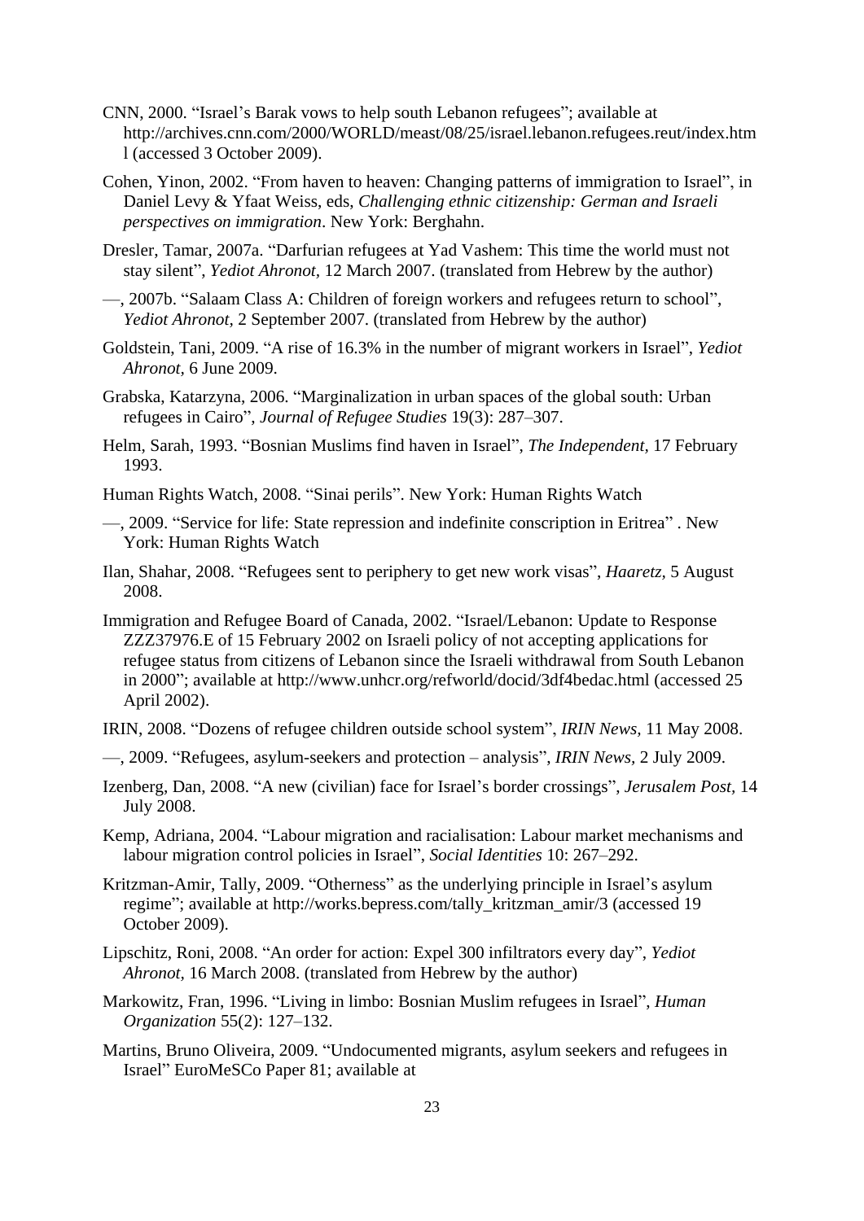CNN, 2000. “Israel’s Barak vows to help south Lebanon refugees”; available at http://archives.cnn.com/2000/WORLD/meast/08/25/israel.lebanon.refugees.reut/index.html (accessed 3 October 2009).

Cohen, Yinon, 2002. “From haven to heaven: Changing patterns of immigration to Israel”, in Daniel Levy & Yfaat Weiss, eds, *Challenging ethnic citizenship: German and Israeli perspectives on immigration*. New York: Berghahn.

Dresler, Tamar, 2007a. “Darfurian refugees at Yad Vashem: This time the world must not stay silent”, *Yediot Ahronot*, 12 March 2007. (translated from Hebrew by the author)

—, 2007b. “Salaam Class A: Children of foreign workers and refugees return to school”, *Yediot Ahronot,* 2 September 2007. (translated from Hebrew by the author)

Goldstein, Tani, 2009. “A rise of 16.3% in the number of migrant workers in Israel”, *Yediot Ahronot,* 6 June 2009.

Grabska, Katarzyna, 2006. “Marginalization in urban spaces of the global south: Urban refugees in Cairo”, *Journal of Refugee Studies* 19(3): 287–307.

Helm, Sarah, 1993. “Bosnian Muslims find haven in Israel”, *The Independent*, 17 February 1993.

Human Rights Watch, 2008. “Sinai perils”. New York: Human Rights Watch

—, 2009. “Service for life: State repression and indefinite conscription in Eritrea” . New York: Human Rights Watch

Ilan, Shahar, 2008. “Refugees sent to periphery to get new work visas”, *Haaretz,* 5 August 2008.

Immigration and Refugee Board of Canada, 2002. “Israel/Lebanon: Update to Response ZZZ37976.E of 15 February 2002 on Israeli policy of not accepting applications for refugee status from citizens of Lebanon since the Israeli withdrawal from South Lebanon in 2000”; available at http://www.unhcr.org/refworld/docid/3df4bedac.html (accessed 25 April 2002).

IRIN, 2008. “Dozens of refugee children outside school system”, *IRIN News,* 11 May 2008.

—, 2009. “Refugees, asylum-seekers and protection – analysis”, *IRIN News,* 2 July 2009.

Izenberg, Dan, 2008. “A new (civilian) face for Israel’s border crossings”, *Jerusalem Post*, 14 July 2008.

Kemp, Adriana, 2004. “Labour migration and racialisation: Labour market mechanisms and labour migration control policies in Israel”, *Social Identities* 10: 267–292.

Kritzman-Amir, Tally, 2009. “Otherness” as the underlying principle in Israel’s asylum regime”; available at http://works.bepress.com/tally_kritzman_amir/3 (accessed 19 October 2009).

Lipschitz, Roni, 2008. “An order for action: Expel 300 infiltrators every day”, *Yediot Ahronot,* 16 March 2008. (translated from Hebrew by the author)

Markowitz, Fran, 1996. “Living in limbo: Bosnian Muslim refugees in Israel”, *Human Organization* 55(2): 127–132.

Martins, Bruno Oliveira, 2009. “Undocumented migrants, asylum seekers and refugees in Israel” EuroMeSCo Paper 81; available at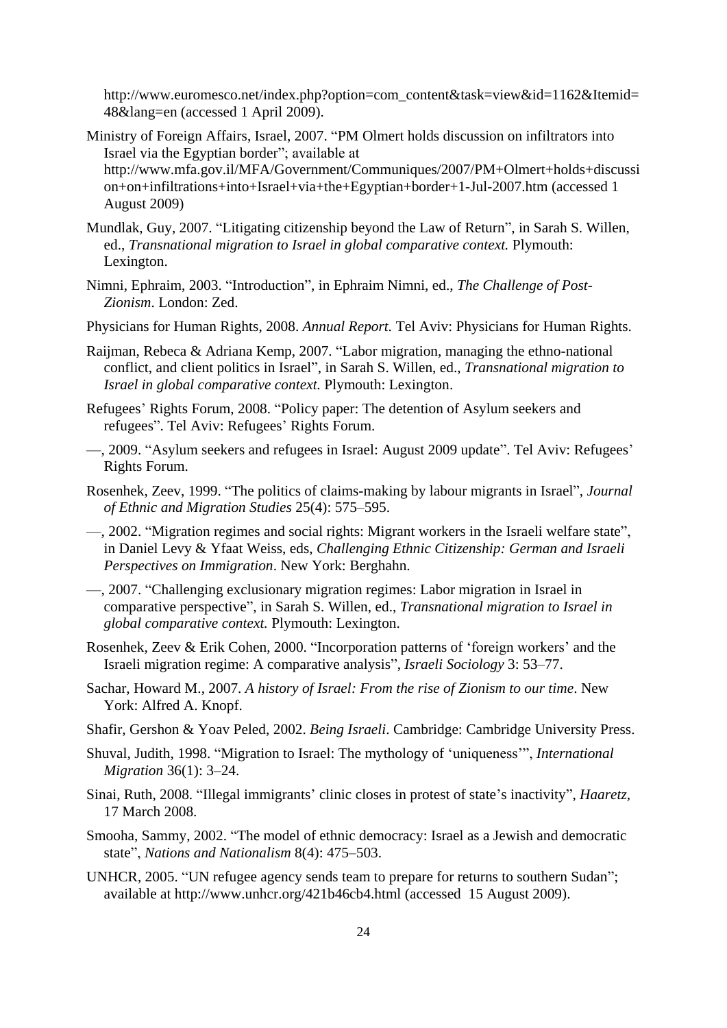http://www.euromesco.net/index.php?option=com_content&task=view&id=1162&Itemid=48&lang=en (accessed 1 April 2009).

Ministry of Foreign Affairs, Israel, 2007. "PM Olmert holds discussion on infiltrators into Israel via the Egyptian border"; available at http://www.mfa.gov.il/MFA/Government/Communiques/2007/PM+Olmert+holds+discussion+on+infiltrations+into+Israel+via+the+Egyptian+border+1-Jul-2007.htm (accessed 1 August 2009)

Mundlak, Guy, 2007. "Litigating citizenship beyond the Law of Return", in Sarah S. Willen, ed., *Transnational migration to Israel in global comparative context.* Plymouth: Lexington.

Nimni, Ephraim, 2003. "Introduction", in Ephraim Nimni, ed., *The Challenge of Post-Zionism*. London: Zed.

Physicians for Human Rights, 2008. *Annual Report.* Tel Aviv: Physicians for Human Rights.

Raijman, Rebeca & Adriana Kemp, 2007. "Labor migration, managing the ethno-national conflict, and client politics in Israel", in Sarah S. Willen, ed., *Transnational migration to Israel in global comparative context.* Plymouth: Lexington.

Refugees' Rights Forum, 2008. "Policy paper: The detention of Asylum seekers and refugees". Tel Aviv: Refugees' Rights Forum.

—, 2009. "Asylum seekers and refugees in Israel: August 2009 update". Tel Aviv: Refugees' Rights Forum.

Rosenhek, Zeev, 1999. "The politics of claims-making by labour migrants in Israel", *Journal of Ethnic and Migration Studies* 25(4): 575–595.

—, 2002. "Migration regimes and social rights: Migrant workers in the Israeli welfare state", in Daniel Levy & Yfaat Weiss, eds, *Challenging Ethnic Citizenship: German and Israeli Perspectives on Immigration*. New York: Berghahn.

—, 2007. "Challenging exclusionary migration regimes: Labor migration in Israel in comparative perspective", in Sarah S. Willen, ed., *Transnational migration to Israel in global comparative context.* Plymouth: Lexington.

Rosenhek, Zeev & Erik Cohen, 2000. "Incorporation patterns of 'foreign workers' and the Israeli migration regime: A comparative analysis", *Israeli Sociology* 3: 53–77.

Sachar, Howard M., 2007. *A history of Israel: From the rise of Zionism to our time*. New York: Alfred A. Knopf.

Shafir, Gershon & Yoav Peled, 2002. *Being Israeli*. Cambridge: Cambridge University Press.

Shuval, Judith, 1998. "Migration to Israel: The mythology of 'uniqueness'", *International Migration* 36(1): 3–24.

Sinai, Ruth, 2008. "Illegal immigrants' clinic closes in protest of state's inactivity", *Haaretz,* 17 March 2008.

Smooha, Sammy, 2002. "The model of ethnic democracy: Israel as a Jewish and democratic state", *Nations and Nationalism* 8(4): 475–503.

UNHCR, 2005. "UN refugee agency sends team to prepare for returns to southern Sudan"; available at http://www.unhcr.org/421b46cb4.html (accessed 15 August 2009).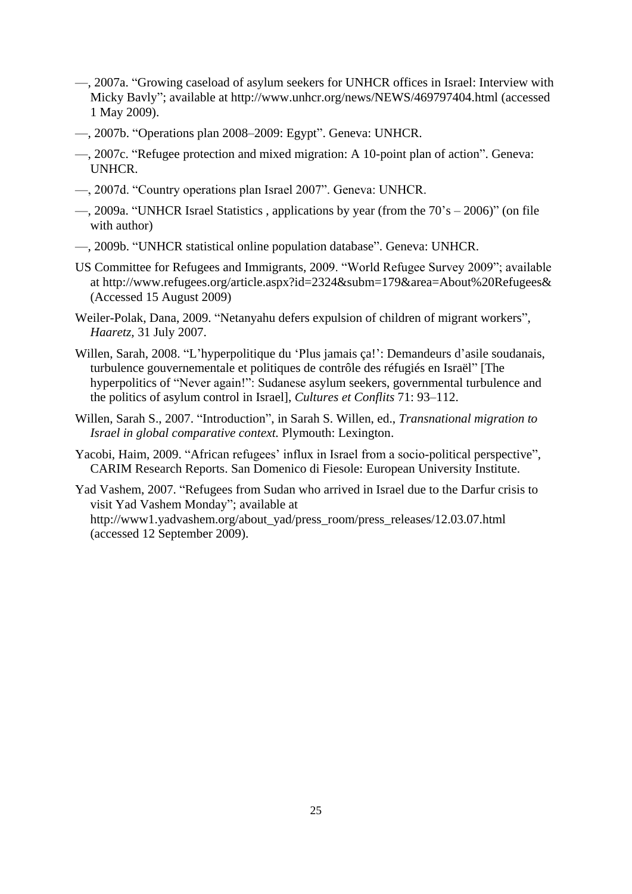—, 2007a. “Growing caseload of asylum seekers for UNHCR offices in Israel: Interview with Micky Bavly”; available at http://www.unhcr.org/news/NEWS/469797404.html (accessed 1 May 2009).

—, 2007b. “Operations plan 2008–2009: Egypt”. Geneva: UNHCR.

—, 2007c. “Refugee protection and mixed migration: A 10-point plan of action”. Geneva: UNHCR.

—, 2007d. “Country operations plan Israel 2007”. Geneva: UNHCR.

—, 2009a. “UNHCR Israel Statistics , applications by year (from the 70’s – 2006)” (on file with author)

—, 2009b. “UNHCR statistical online population database”. Geneva: UNHCR.

US Committee for Refugees and Immigrants, 2009. “World Refugee Survey 2009”; available at http://www.refugees.org/article.aspx?id=2324&subm=179&area=About%20Refugees& (Accessed 15 August 2009)

Weiler-Polak, Dana, 2009. “Netanyahu defers expulsion of children of migrant workers”, *Haaretz*, 31 July 2007.

Willen, Sarah, 2008. “L’hyperpolitique du ‘Plus jamais ça!’: Demandeurs d’asile soudanais, turbulence gouvernementale et politiques de contrôle des réfugiés en Israël” [The hyperpolitics of “Never again!”: Sudanese asylum seekers, governmental turbulence and the politics of asylum control in Israel], *Cultures et Conflits* 71: 93–112.

Willen, Sarah S., 2007. “Introduction”, in Sarah S. Willen, ed., *Transnational migration to Israel in global comparative context.* Plymouth: Lexington.

Yacobi, Haim, 2009. “African refugees’ influx in Israel from a socio-political perspective”, CARIM Research Reports. San Domenico di Fiesole: European University Institute.

Yad Vashem, 2007. “Refugees from Sudan who arrived in Israel due to the Darfur crisis to visit Yad Vashem Monday”; available at http://www1.yadvashem.org/about_yad/press_room/press_releases/12.03.07.html (accessed 12 September 2009).